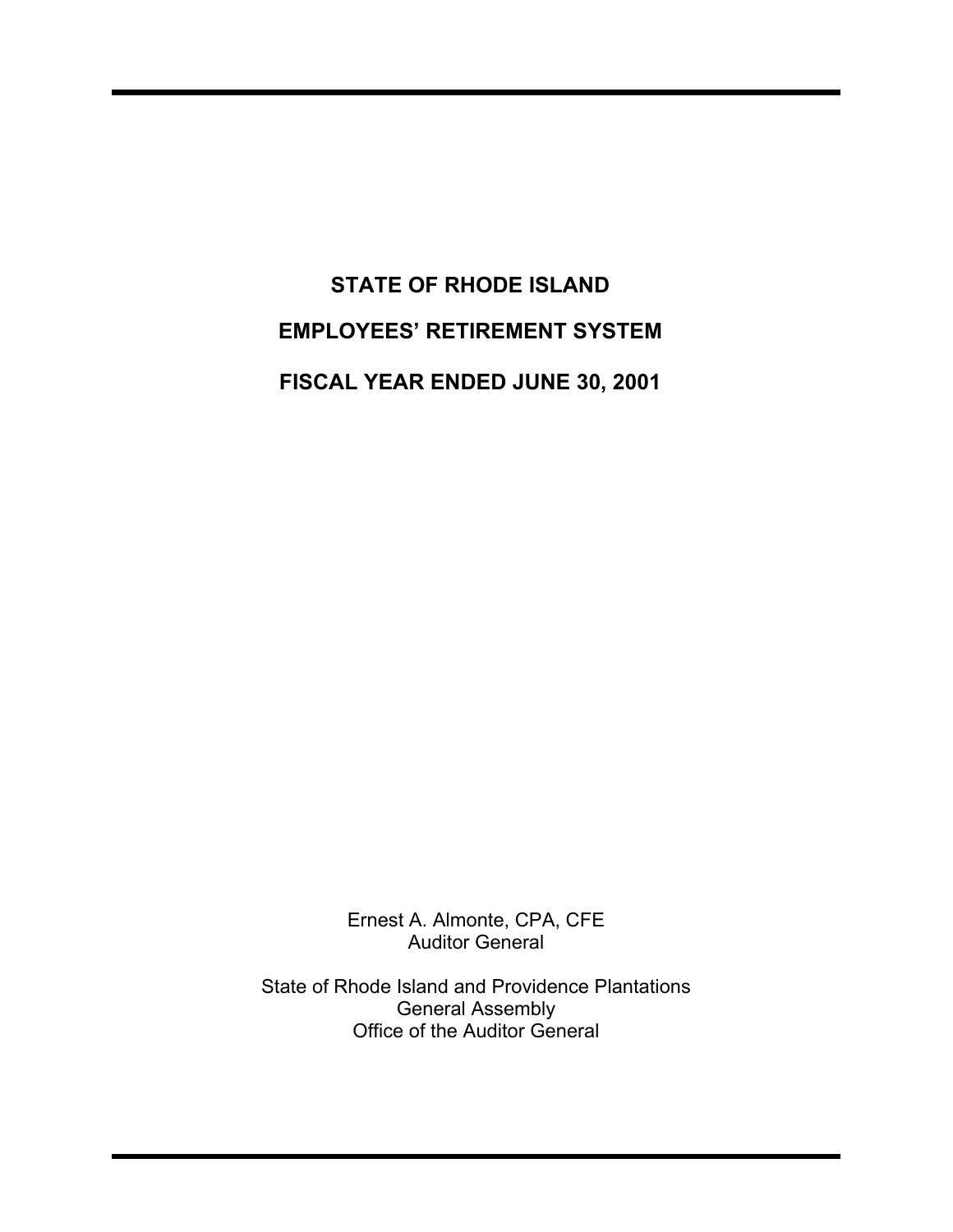# STATE OF RHODE ISLAND

# EMPLOYEES' RETIREMENT SYSTEM

# FISCAL YEAR ENDED JUNE 30, 2001

Ernest A. Almonte, CPA, CFE
Auditor General

State of Rhode Island and Providence Plantations
General Assembly
Office of the Auditor General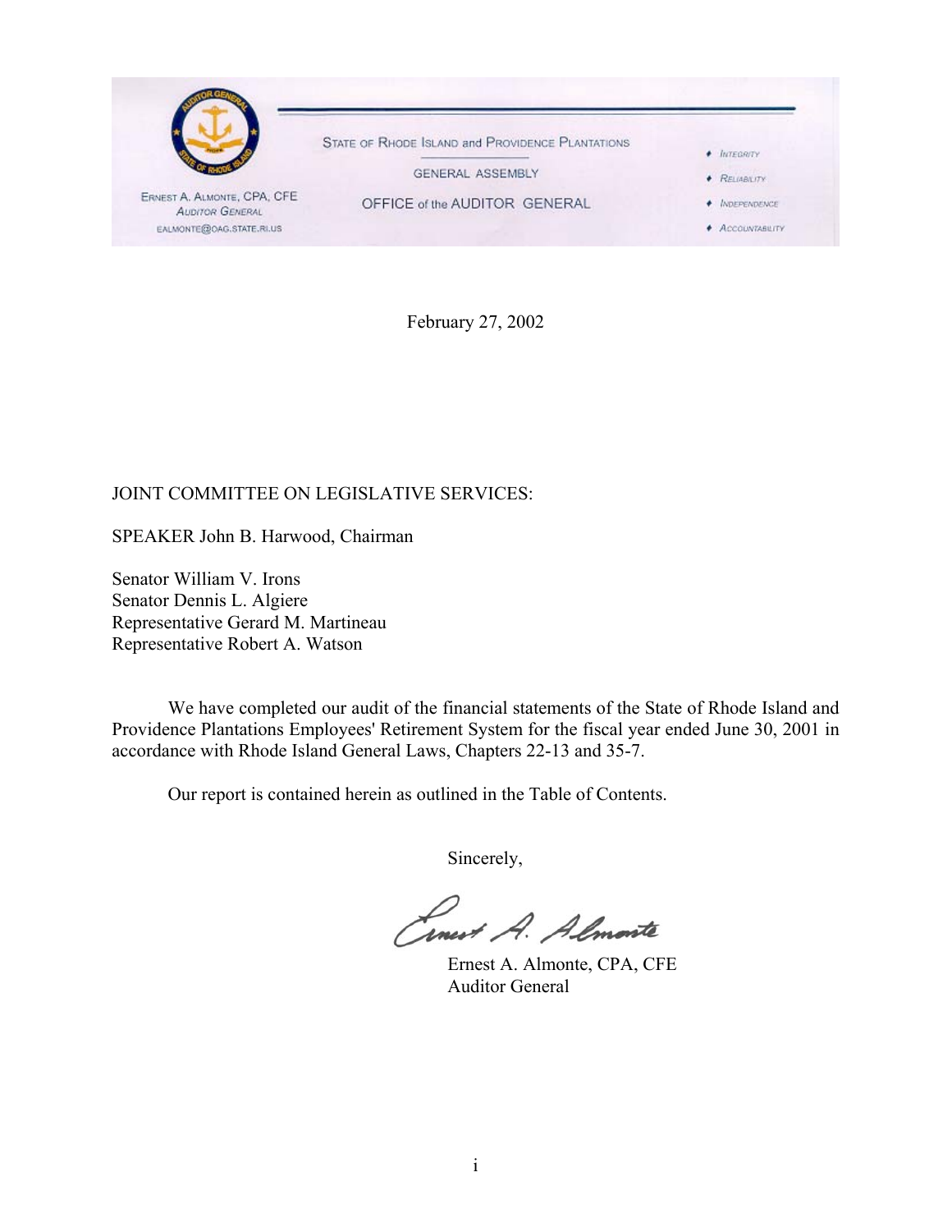STATE OF RHODE ISLAND and PROVIDENCE PLANTATIONS

GENERAL ASSEMBLY

OFFICE of the AUDITOR GENERAL

ERNEST A. ALMONTE, CPA, CFE
AUDITOR GENERAL
EALMONTE@OAG.STATE.RI.US

- INTEGRITY
- RELIABILITY
- INDEPENDENCE
- ACCOUNTABILITY

February 27, 2002

JOINT COMMITTEE ON LEGISLATIVE SERVICES:

SPEAKER John B. Harwood, Chairman

Senator William V. Irons
Senator Dennis L. Algiere
Representative Gerard M. Martineau
Representative Robert A. Watson

We have completed our audit of the financial statements of the State of Rhode Island and Providence Plantations Employees' Retirement System for the fiscal year ended June 30, 2001 in accordance with Rhode Island General Laws, Chapters 22-13 and 35-7.

Our report is contained herein as outlined in the Table of Contents.

Sincerely,

Ernest A. Almonte, CPA, CFE
Auditor General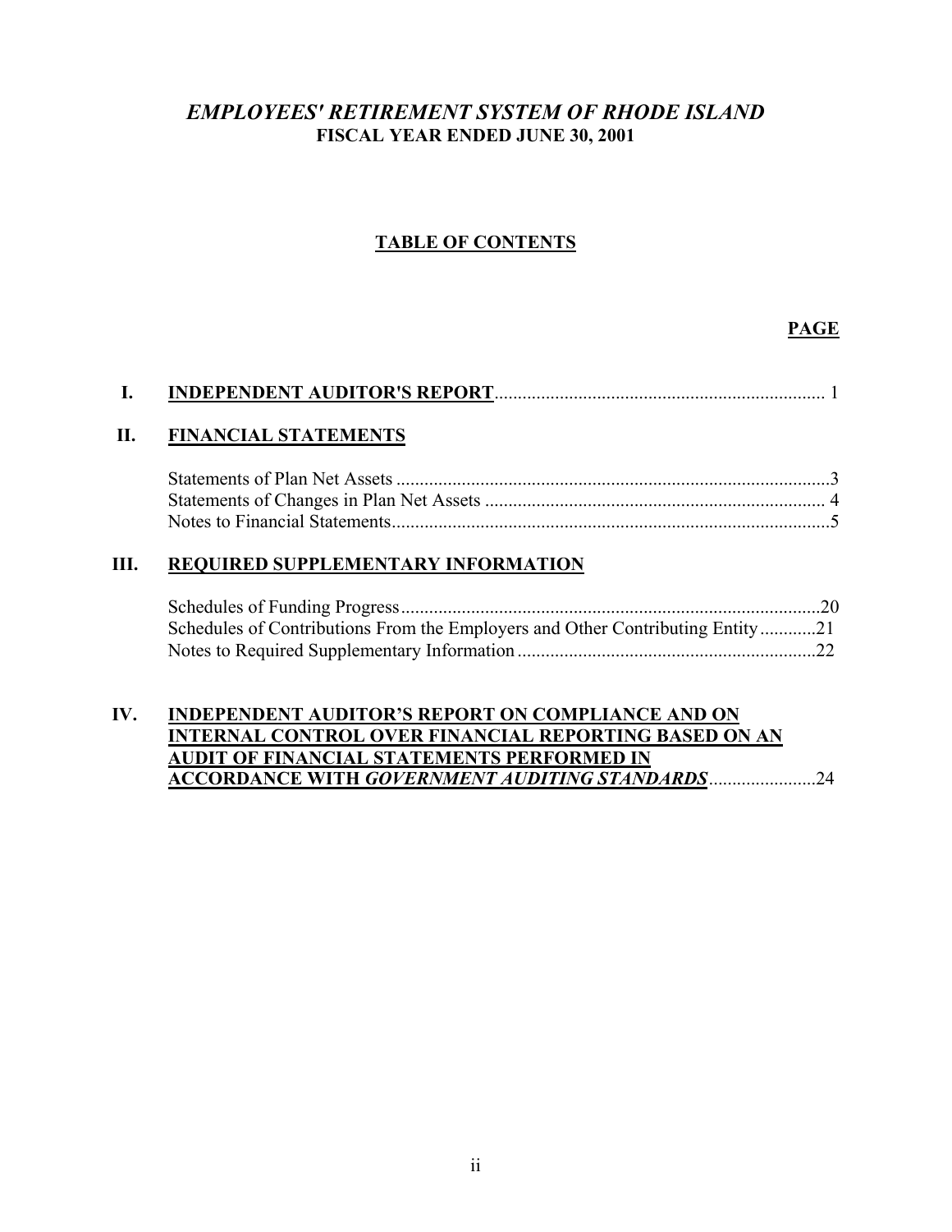# *EMPLOYEES' RETIREMENT SYSTEM OF RHODE ISLAND*

## FISCAL YEAR ENDED JUNE 30, 2001

### TABLE OF CONTENTS

| | | PAGE |
|---|---|---|
| **I.** | **INDEPENDENT AUDITOR'S REPORT** | 1 |
| **II.** | **FINANCIAL STATEMENTS** | |
| | Statements of Plan Net Assets | 3 |
| | Statements of Changes in Plan Net Assets | 4 |
| | Notes to Financial Statements | 5 |
| **III.** | **REQUIRED SUPPLEMENTARY INFORMATION** | |
| | Schedules of Funding Progress | 20 |
| | Schedules of Contributions From the Employers and Other Contributing Entity | 21 |
| | Notes to Required Supplementary Information | 22 |
| **IV.** | **INDEPENDENT AUDITOR'S REPORT ON COMPLIANCE AND ON INTERNAL CONTROL OVER FINANCIAL REPORTING BASED ON AN AUDIT OF FINANCIAL STATEMENTS PERFORMED IN ACCORDANCE WITH *GOVERNMENT AUDITING STANDARDS*** | 24 |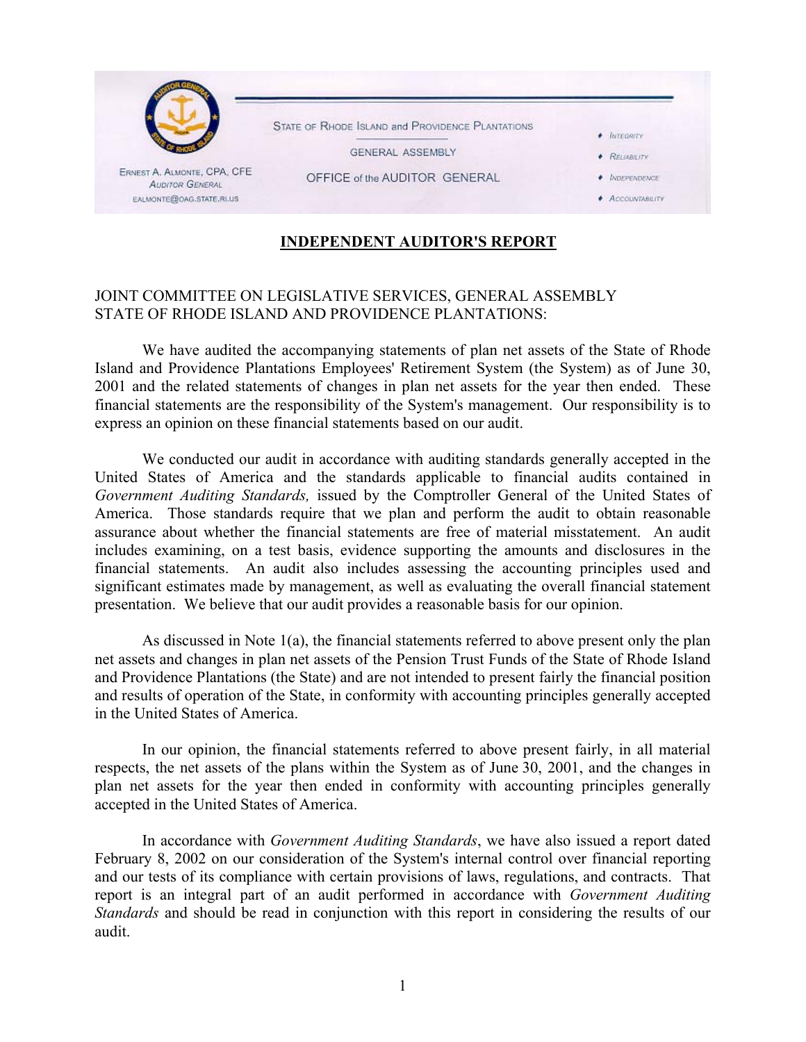STATE OF RHODE ISLAND and PROVIDENCE PLANTATIONS

GENERAL ASSEMBLY

OFFICE of the AUDITOR GENERAL

ERNEST A. ALMONTE, CPA, CFE
AUDITOR GENERAL
EALMONTE@OAG.STATE.RI.US

- INTEGRITY
- RELIABILITY
- INDEPENDENCE
- ACCOUNTABILITY

# INDEPENDENT AUDITOR'S REPORT

JOINT COMMITTEE ON LEGISLATIVE SERVICES, GENERAL ASSEMBLY
STATE OF RHODE ISLAND AND PROVIDENCE PLANTATIONS:

We have audited the accompanying statements of plan net assets of the State of Rhode Island and Providence Plantations Employees' Retirement System (the System) as of June 30, 2001 and the related statements of changes in plan net assets for the year then ended. These financial statements are the responsibility of the System's management. Our responsibility is to express an opinion on these financial statements based on our audit.

We conducted our audit in accordance with auditing standards generally accepted in the United States of America and the standards applicable to financial audits contained in *Government Auditing Standards,* issued by the Comptroller General of the United States of America. Those standards require that we plan and perform the audit to obtain reasonable assurance about whether the financial statements are free of material misstatement. An audit includes examining, on a test basis, evidence supporting the amounts and disclosures in the financial statements. An audit also includes assessing the accounting principles used and significant estimates made by management, as well as evaluating the overall financial statement presentation. We believe that our audit provides a reasonable basis for our opinion.

As discussed in Note 1(a), the financial statements referred to above present only the plan net assets and changes in plan net assets of the Pension Trust Funds of the State of Rhode Island and Providence Plantations (the State) and are not intended to present fairly the financial position and results of operation of the State, in conformity with accounting principles generally accepted in the United States of America.

In our opinion, the financial statements referred to above present fairly, in all material respects, the net assets of the plans within the System as of June 30, 2001, and the changes in plan net assets for the year then ended in conformity with accounting principles generally accepted in the United States of America.

In accordance with *Government Auditing Standards*, we have also issued a report dated February 8, 2002 on our consideration of the System's internal control over financial reporting and our tests of its compliance with certain provisions of laws, regulations, and contracts. That report is an integral part of an audit performed in accordance with *Government Auditing Standards* and should be read in conjunction with this report in considering the results of our audit.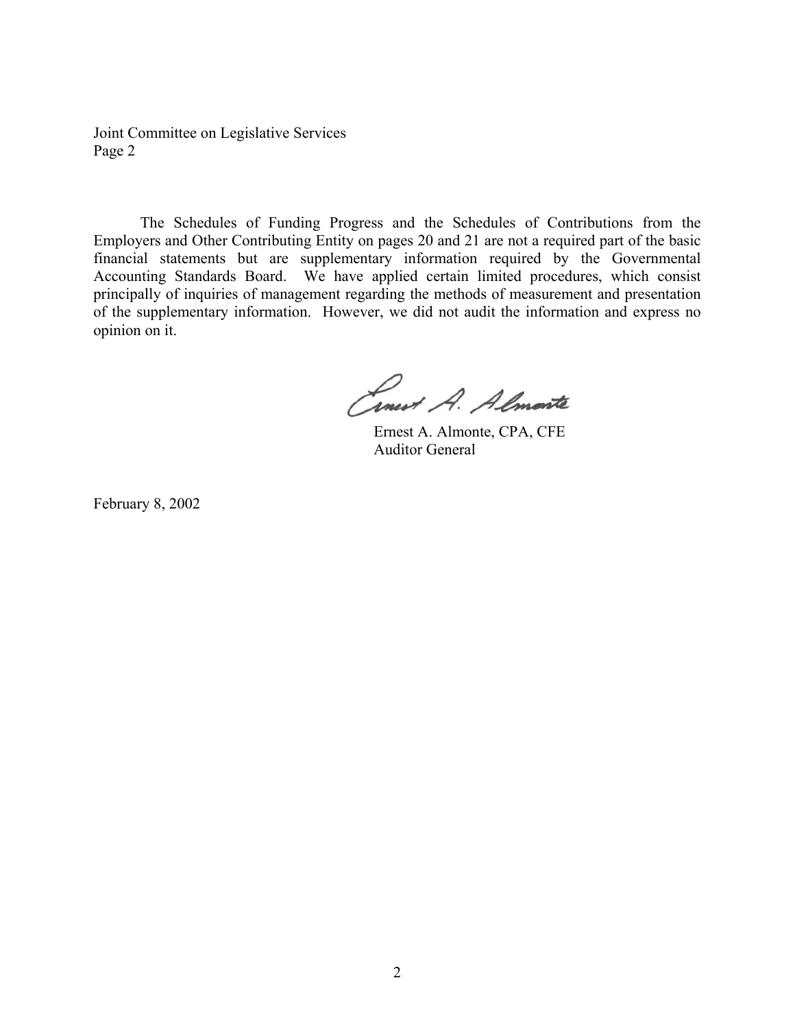Joint Committee on Legislative Services
Page 2

The Schedules of Funding Progress and the Schedules of Contributions from the Employers and Other Contributing Entity on pages 20 and 21 are not a required part of the basic financial statements but are supplementary information required by the Governmental Accounting Standards Board. We have applied certain limited procedures, which consist principally of inquiries of management regarding the methods of measurement and presentation of the supplementary information. However, we did not audit the information and express no opinion on it.

Ernest A. Almonte, CPA, CFE
Auditor General

February 8, 2002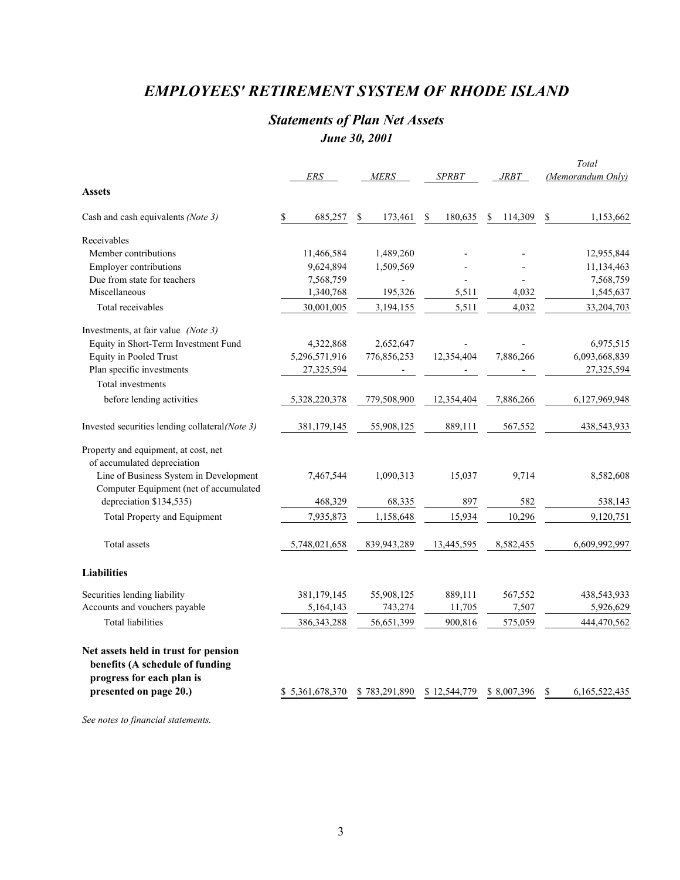# *EMPLOYEES' RETIREMENT SYSTEM OF RHODE ISLAND*

## *Statements of Plan Net Assets*

### *June 30, 2001*

| | *ERS* | *MERS* | *SPRBT* | *JRBT* | *Total (Memorandum Only)* |
|---|---|---|---|---|---|
| **Assets** | | | | | |
| Cash and cash equivalents *(Note 3)* | $ 685,257 | $ 173,461 | $ 180,635 | $ 114,309 | $ 1,153,662 |
| Receivables | | | | | |
| Member contributions | 11,466,584 | 1,489,260 | - | - | 12,955,844 |
| Employer contributions | 9,624,894 | 1,509,569 | - | - | 11,134,463 |
| Due from state for teachers | 7,568,759 | - | - | - | 7,568,759 |
| Miscellaneous | 1,340,768 | 195,326 | 5,511 | 4,032 | 1,545,637 |
| Total receivables | 30,001,005 | 3,194,155 | 5,511 | 4,032 | 33,204,703 |
| Investments, at fair value *(Note 3)* | | | | | |
| Equity in Short-Term Investment Fund | 4,322,868 | 2,652,647 | - | - | 6,975,515 |
| Equity in Pooled Trust | 5,296,571,916 | 776,856,253 | 12,354,404 | 7,886,266 | 6,093,668,839 |
| Plan specific investments | 27,325,594 | - | - | - | 27,325,594 |
| Total investments before lending activities | 5,328,220,378 | 779,508,900 | 12,354,404 | 7,886,266 | 6,127,969,948 |
| Invested securities lending collateral *(Note 3)* | 381,179,145 | 55,908,125 | 889,111 | 567,552 | 438,543,933 |
| Property and equipment, at cost, net of accumulated depreciation | | | | | |
| Line of Business System in Development | 7,467,544 | 1,090,313 | 15,037 | 9,714 | 8,582,608 |
| Computer Equipment (net of accumulated depreciation $134,535) | 468,329 | 68,335 | 897 | 582 | 538,143 |
| Total Property and Equipment | 7,935,873 | 1,158,648 | 15,934 | 10,296 | 9,120,751 |
| Total assets | 5,748,021,658 | 839,943,289 | 13,445,595 | 8,582,455 | 6,609,992,997 |
| **Liabilities** | | | | | |
| Securities lending liability | 381,179,145 | 55,908,125 | 889,111 | 567,552 | 438,543,933 |
| Accounts and vouchers payable | 5,164,143 | 743,274 | 11,705 | 7,507 | 5,926,629 |
| Total liabilities | 386,343,288 | 56,651,399 | 900,816 | 575,059 | 444,470,562 |
| **Net assets held in trust for pension benefits (A schedule of funding progress for each plan is presented on page 20.)** | $ 5,361,678,370 | $ 783,291,890 | $ 12,544,779 | $ 8,007,396 | $ 6,165,522,435 |

*See notes to financial statements.*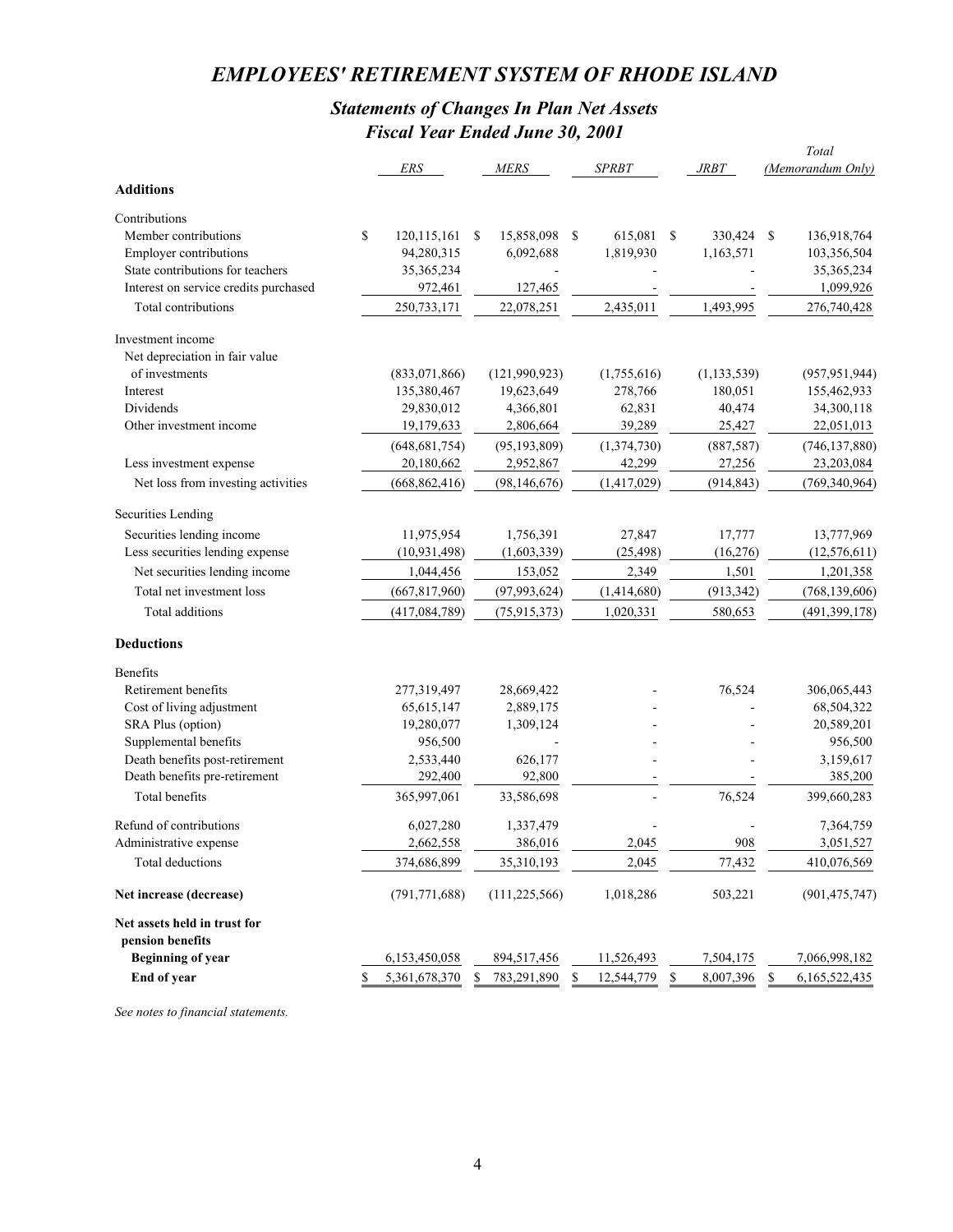# *EMPLOYEES' RETIREMENT SYSTEM OF RHODE ISLAND*

## *Statements of Changes In Plan Net Assets*
## *Fiscal Year Ended June 30, 2001*

| | *ERS* | *MERS* | *SPRBT* | *JRBT* | *Total (Memorandum Only)* |
|---|---|---|---|---|---|
| **Additions** | | | | | |
| Contributions | | | | | |
| Member contributions | $ 120,115,161 | $ 15,858,098 | $ 615,081 | $ 330,424 | $ 136,918,764 |
| Employer contributions | 94,280,315 | 6,092,688 | 1,819,930 | 1,163,571 | 103,356,504 |
| State contributions for teachers | 35,365,234 | - | - | - | 35,365,234 |
| Interest on service credits purchased | 972,461 | 127,465 | - | - | 1,099,926 |
| Total contributions | 250,733,171 | 22,078,251 | 2,435,011 | 1,493,995 | 276,740,428 |
| Investment income | | | | | |
| Net depreciation in fair value of investments | (833,071,866) | (121,990,923) | (1,755,616) | (1,133,539) | (957,951,944) |
| Interest | 135,380,467 | 19,623,649 | 278,766 | 180,051 | 155,462,933 |
| Dividends | 29,830,012 | 4,366,801 | 62,831 | 40,474 | 34,300,118 |
| Other investment income | 19,179,633 | 2,806,664 | 39,289 | 25,427 | 22,051,013 |
| | (648,681,754) | (95,193,809) | (1,374,730) | (887,587) | (746,137,880) |
| Less investment expense | 20,180,662 | 2,952,867 | 42,299 | 27,256 | 23,203,084 |
| Net loss from investing activities | (668,862,416) | (98,146,676) | (1,417,029) | (914,843) | (769,340,964) |
| Securities Lending | | | | | |
| Securities lending income | 11,975,954 | 1,756,391 | 27,847 | 17,777 | 13,777,969 |
| Less securities lending expense | (10,931,498) | (1,603,339) | (25,498) | (16,276) | (12,576,611) |
| Net securities lending income | 1,044,456 | 153,052 | 2,349 | 1,501 | 1,201,358 |
| Total net investment loss | (667,817,960) | (97,993,624) | (1,414,680) | (913,342) | (768,139,606) |
| Total additions | (417,084,789) | (75,915,373) | 1,020,331 | 580,653 | (491,399,178) |
| **Deductions** | | | | | |
| Benefits | | | | | |
| Retirement benefits | 277,319,497 | 28,669,422 | - | 76,524 | 306,065,443 |
| Cost of living adjustment | 65,615,147 | 2,889,175 | - | - | 68,504,322 |
| SRA Plus (option) | 19,280,077 | 1,309,124 | - | - | 20,589,201 |
| Supplemental benefits | 956,500 | - | - | - | 956,500 |
| Death benefits post-retirement | 2,533,440 | 626,177 | - | - | 3,159,617 |
| Death benefits pre-retirement | 292,400 | 92,800 | - | - | 385,200 |
| Total benefits | 365,997,061 | 33,586,698 | - | 76,524 | 399,660,283 |
| Refund of contributions | 6,027,280 | 1,337,479 | - | - | 7,364,759 |
| Administrative expense | 2,662,558 | 386,016 | 2,045 | 908 | 3,051,527 |
| Total deductions | 374,686,899 | 35,310,193 | 2,045 | 77,432 | 410,076,569 |
| **Net increase (decrease)** | (791,771,688) | (111,225,566) | 1,018,286 | 503,221 | (901,475,747) |
| **Net assets held in trust for pension benefits** | | | | | |
| **Beginning of year** | 6,153,450,058 | 894,517,456 | 11,526,493 | 7,504,175 | 7,066,998,182 |
| **End of year** | $ 5,361,678,370 | $ 783,291,890 | $ 12,544,779 | $ 8,007,396 | $ 6,165,522,435 |

*See notes to financial statements.*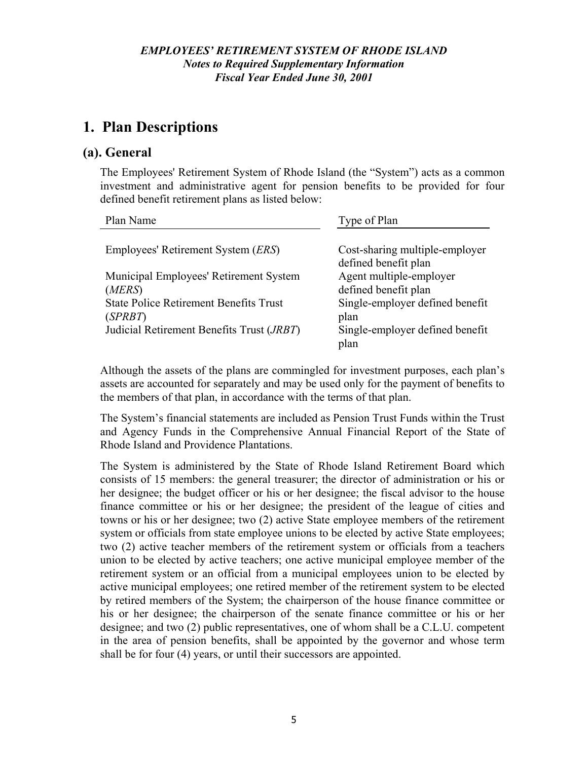*EMPLOYEES' RETIREMENT SYSTEM OF RHODE ISLAND*
*Notes to Required Supplementary Information*
*Fiscal Year Ended June 30, 2001*

# 1. Plan Descriptions

## (a). General

The Employees' Retirement System of Rhode Island (the "System") acts as a common investment and administrative agent for pension benefits to be provided for four defined benefit retirement plans as listed below:

| Plan Name | Type of Plan |
|---|---|
| Employees' Retirement System (*ERS*) | Cost-sharing multiple-employer defined benefit plan |
| Municipal Employees' Retirement System (*MERS*) | Agent multiple-employer defined benefit plan |
| State Police Retirement Benefits Trust (*SPRBT*) | Single-employer defined benefit plan |
| Judicial Retirement Benefits Trust (*JRBT*) | Single-employer defined benefit plan |

Although the assets of the plans are commingled for investment purposes, each plan's assets are accounted for separately and may be used only for the payment of benefits to the members of that plan, in accordance with the terms of that plan.

The System's financial statements are included as Pension Trust Funds within the Trust and Agency Funds in the Comprehensive Annual Financial Report of the State of Rhode Island and Providence Plantations.

The System is administered by the State of Rhode Island Retirement Board which consists of 15 members: the general treasurer; the director of administration or his or her designee; the budget officer or his or her designee; the fiscal advisor to the house finance committee or his or her designee; the president of the league of cities and towns or his or her designee; two (2) active State employee members of the retirement system or officials from state employee unions to be elected by active State employees; two (2) active teacher members of the retirement system or officials from a teachers union to be elected by active teachers; one active municipal employee member of the retirement system or an official from a municipal employees union to be elected by active municipal employees; one retired member of the retirement system to be elected by retired members of the System; the chairperson of the house finance committee or his or her designee; the chairperson of the senate finance committee or his or her designee; and two (2) public representatives, one of whom shall be a C.L.U. competent in the area of pension benefits, shall be appointed by the governor and whose term shall be for four (4) years, or until their successors are appointed.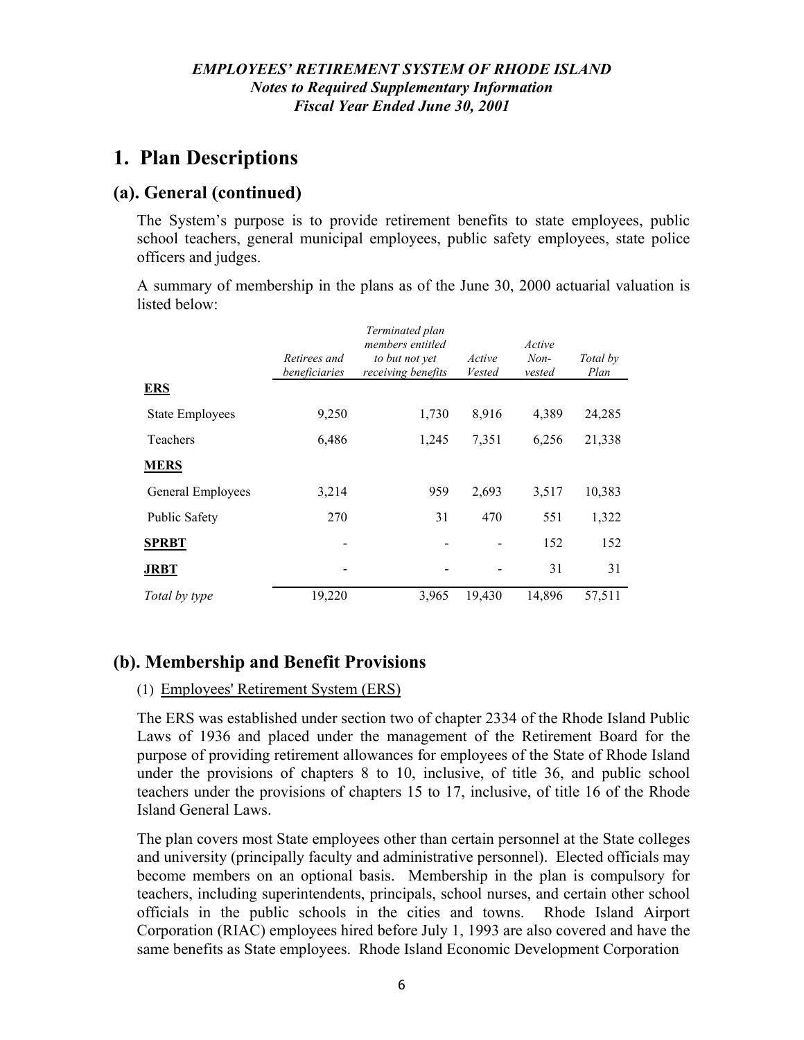# 1. Plan Descriptions

## (a). General (continued)

The System's purpose is to provide retirement benefits to state employees, public school teachers, general municipal employees, public safety employees, state police officers and judges.

A summary of membership in the plans as of the June 30, 2000 actuarial valuation is listed below:

| | *Retirees and beneficiaries* | *Terminated plan members entitled to but not yet receiving benefits* | *Active Vested* | *Active Non-vested* | *Total by Plan* |
|---|---|---|---|---|---|
| **ERS** | | | | | |
| State Employees | 9,250 | 1,730 | 8,916 | 4,389 | 24,285 |
| Teachers | 6,486 | 1,245 | 7,351 | 6,256 | 21,338 |
| **MERS** | | | | | |
| General Employees | 3,214 | 959 | 2,693 | 3,517 | 10,383 |
| Public Safety | 270 | 31 | 470 | 551 | 1,322 |
| **SPRBT** | - | - | - | 152 | 152 |
| **JRBT** | - | - | - | 31 | 31 |
| *Total by type* | 19,220 | 3,965 | 19,430 | 14,896 | 57,511 |

## (b). Membership and Benefit Provisions

(1) Employees' Retirement System (ERS)

The ERS was established under section two of chapter 2334 of the Rhode Island Public Laws of 1936 and placed under the management of the Retirement Board for the purpose of providing retirement allowances for employees of the State of Rhode Island under the provisions of chapters 8 to 10, inclusive, of title 36, and public school teachers under the provisions of chapters 15 to 17, inclusive, of title 16 of the Rhode Island General Laws.

The plan covers most State employees other than certain personnel at the State colleges and university (principally faculty and administrative personnel). Elected officials may become members on an optional basis. Membership in the plan is compulsory for teachers, including superintendents, principals, school nurses, and certain other school officials in the public schools in the cities and towns. Rhode Island Airport Corporation (RIAC) employees hired before July 1, 1993 are also covered and have the same benefits as State employees. Rhode Island Economic Development Corporation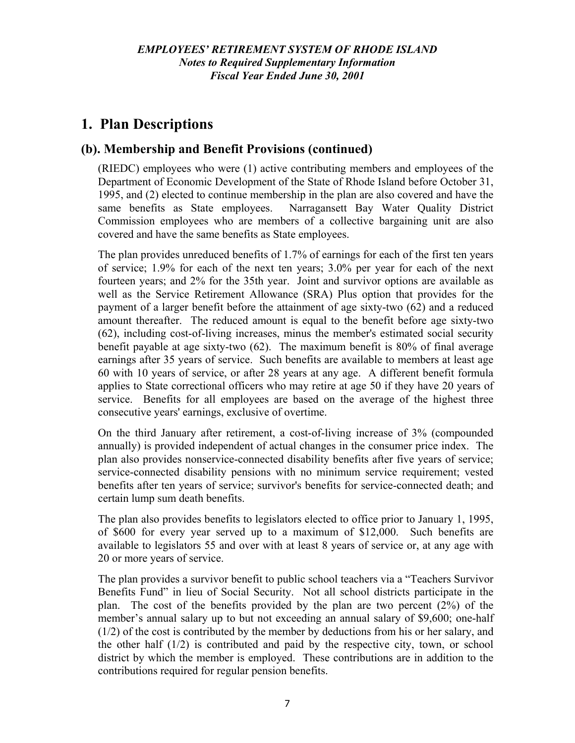## 1. Plan Descriptions

### (b). Membership and Benefit Provisions (continued)

(RIEDC) employees who were (1) active contributing members and employees of the Department of Economic Development of the State of Rhode Island before October 31, 1995, and (2) elected to continue membership in the plan are also covered and have the same benefits as State employees. Narragansett Bay Water Quality District Commission employees who are members of a collective bargaining unit are also covered and have the same benefits as State employees.

The plan provides unreduced benefits of 1.7% of earnings for each of the first ten years of service; 1.9% for each of the next ten years; 3.0% per year for each of the next fourteen years; and 2% for the 35th year. Joint and survivor options are available as well as the Service Retirement Allowance (SRA) Plus option that provides for the payment of a larger benefit before the attainment of age sixty-two (62) and a reduced amount thereafter. The reduced amount is equal to the benefit before age sixty-two (62), including cost-of-living increases, minus the member's estimated social security benefit payable at age sixty-two (62). The maximum benefit is 80% of final average earnings after 35 years of service. Such benefits are available to members at least age 60 with 10 years of service, or after 28 years at any age. A different benefit formula applies to State correctional officers who may retire at age 50 if they have 20 years of service. Benefits for all employees are based on the average of the highest three consecutive years' earnings, exclusive of overtime.

On the third January after retirement, a cost-of-living increase of 3% (compounded annually) is provided independent of actual changes in the consumer price index. The plan also provides nonservice-connected disability benefits after five years of service; service-connected disability pensions with no minimum service requirement; vested benefits after ten years of service; survivor's benefits for service-connected death; and certain lump sum death benefits.

The plan also provides benefits to legislators elected to office prior to January 1, 1995, of $600 for every year served up to a maximum of $12,000. Such benefits are available to legislators 55 and over with at least 8 years of service or, at any age with 20 or more years of service.

The plan provides a survivor benefit to public school teachers via a "Teachers Survivor Benefits Fund" in lieu of Social Security. Not all school districts participate in the plan. The cost of the benefits provided by the plan are two percent (2%) of the member's annual salary up to but not exceeding an annual salary of $9,600; one-half (1/2) of the cost is contributed by the member by deductions from his or her salary, and the other half (1/2) is contributed and paid by the respective city, town, or school district by which the member is employed. These contributions are in addition to the contributions required for regular pension benefits.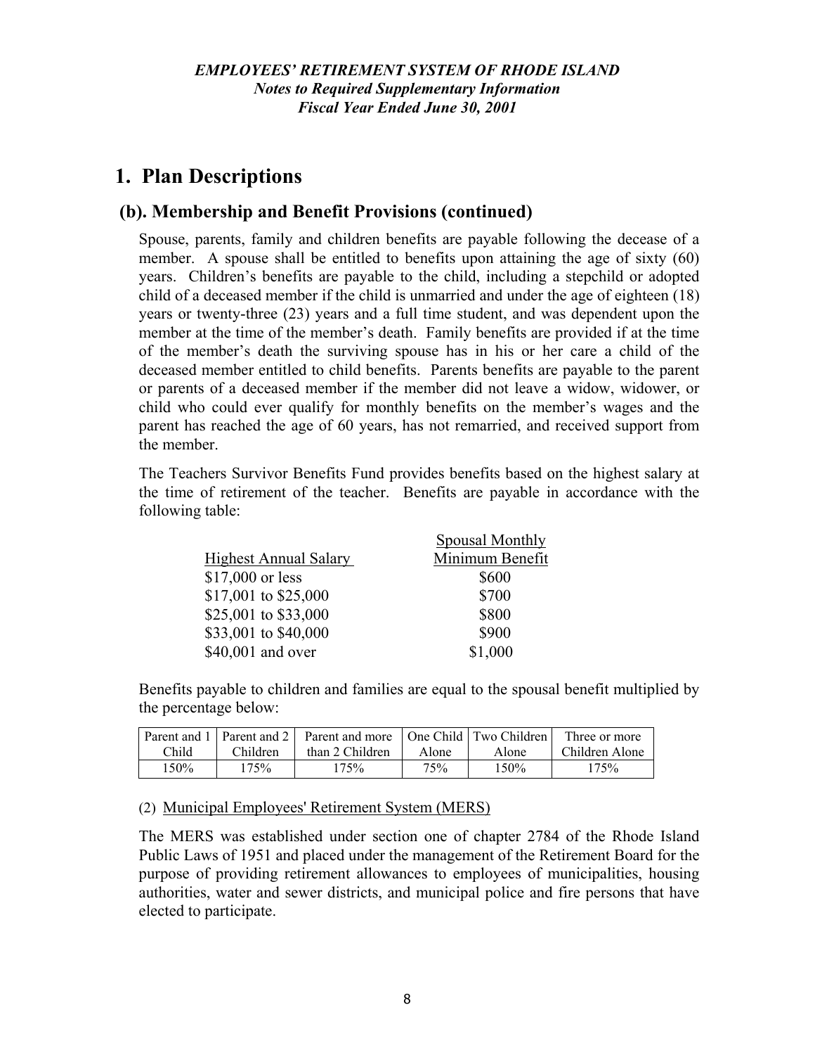# 1. Plan Descriptions

## (b). Membership and Benefit Provisions (continued)

Spouse, parents, family and children benefits are payable following the decease of a member. A spouse shall be entitled to benefits upon attaining the age of sixty (60) years. Children's benefits are payable to the child, including a stepchild or adopted child of a deceased member if the child is unmarried and under the age of eighteen (18) years or twenty-three (23) years and a full time student, and was dependent upon the member at the time of the member's death. Family benefits are provided if at the time of the member's death the surviving spouse has in his or her care a child of the deceased member entitled to child benefits. Parents benefits are payable to the parent or parents of a deceased member if the member did not leave a widow, widower, or child who could ever qualify for monthly benefits on the member's wages and the parent has reached the age of 60 years, has not remarried, and received support from the member.

The Teachers Survivor Benefits Fund provides benefits based on the highest salary at the time of retirement of the teacher. Benefits are payable in accordance with the following table:

| Highest Annual Salary | Spousal Monthly Minimum Benefit |
|---|---|
| $17,000 or less | $600 |
| $17,001 to $25,000 | $700 |
| $25,001 to $33,000 | $800 |
| $33,001 to $40,000 | $900 |
| $40,001 and over | $1,000 |

Benefits payable to children and families are equal to the spousal benefit multiplied by the percentage below:

| Parent and 1 Child | Parent and 2 Children | Parent and more than 2 Children | One Child Alone | Two Children Alone | Three or more Children Alone |
|---|---|---|---|---|---|
| 150% | 175% | 175% | 75% | 150% | 175% |

(2) Municipal Employees' Retirement System (MERS)

The MERS was established under section one of chapter 2784 of the Rhode Island Public Laws of 1951 and placed under the management of the Retirement Board for the purpose of providing retirement allowances to employees of municipalities, housing authorities, water and sewer districts, and municipal police and fire persons that have elected to participate.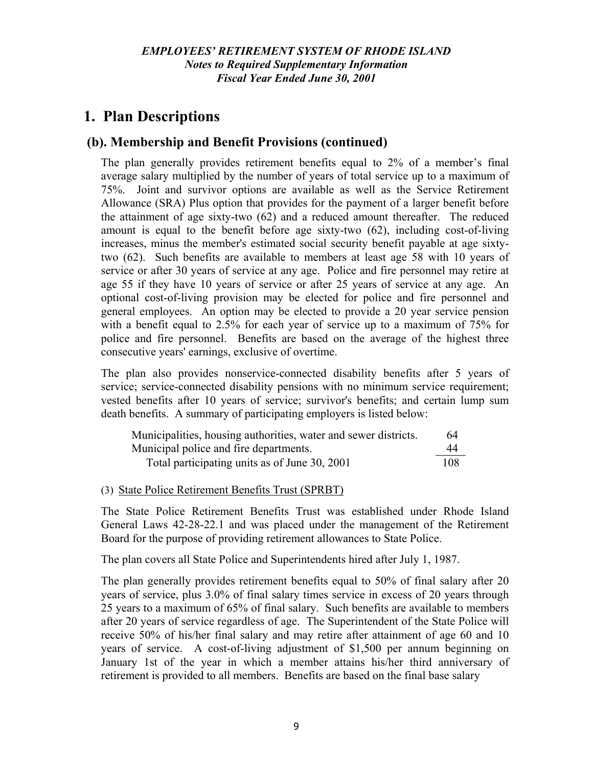## 1. Plan Descriptions

### (b). Membership and Benefit Provisions (continued)

The plan generally provides retirement benefits equal to 2% of a member's final average salary multiplied by the number of years of total service up to a maximum of 75%. Joint and survivor options are available as well as the Service Retirement Allowance (SRA) Plus option that provides for the payment of a larger benefit before the attainment of age sixty-two (62) and a reduced amount thereafter. The reduced amount is equal to the benefit before age sixty-two (62), including cost-of-living increases, minus the member's estimated social security benefit payable at age sixty-two (62). Such benefits are available to members at least age 58 with 10 years of service or after 30 years of service at any age. Police and fire personnel may retire at age 55 if they have 10 years of service or after 25 years of service at any age. An optional cost-of-living provision may be elected for police and fire personnel and general employees. An option may be elected to provide a 20 year service pension with a benefit equal to 2.5% for each year of service up to a maximum of 75% for police and fire personnel. Benefits are based on the average of the highest three consecutive years' earnings, exclusive of overtime.

The plan also provides nonservice-connected disability benefits after 5 years of service; service-connected disability pensions with no minimum service requirement; vested benefits after 10 years of service; survivor's benefits; and certain lump sum death benefits. A summary of participating employers is listed below:

| | |
|---|---|
| Municipalities, housing authorities, water and sewer districts. | 64 |
| Municipal police and fire departments. | 44 |
| Total participating units as of June 30, 2001 | 108 |

(3) State Police Retirement Benefits Trust (SPRBT)

The State Police Retirement Benefits Trust was established under Rhode Island General Laws 42-28-22.1 and was placed under the management of the Retirement Board for the purpose of providing retirement allowances to State Police.

The plan covers all State Police and Superintendents hired after July 1, 1987.

The plan generally provides retirement benefits equal to 50% of final salary after 20 years of service, plus 3.0% of final salary times service in excess of 20 years through 25 years to a maximum of 65% of final salary. Such benefits are available to members after 20 years of service regardless of age. The Superintendent of the State Police will receive 50% of his/her final salary and may retire after attainment of age 60 and 10 years of service. A cost-of-living adjustment of $1,500 per annum beginning on January 1st of the year in which a member attains his/her third anniversary of retirement is provided to all members. Benefits are based on the final base salary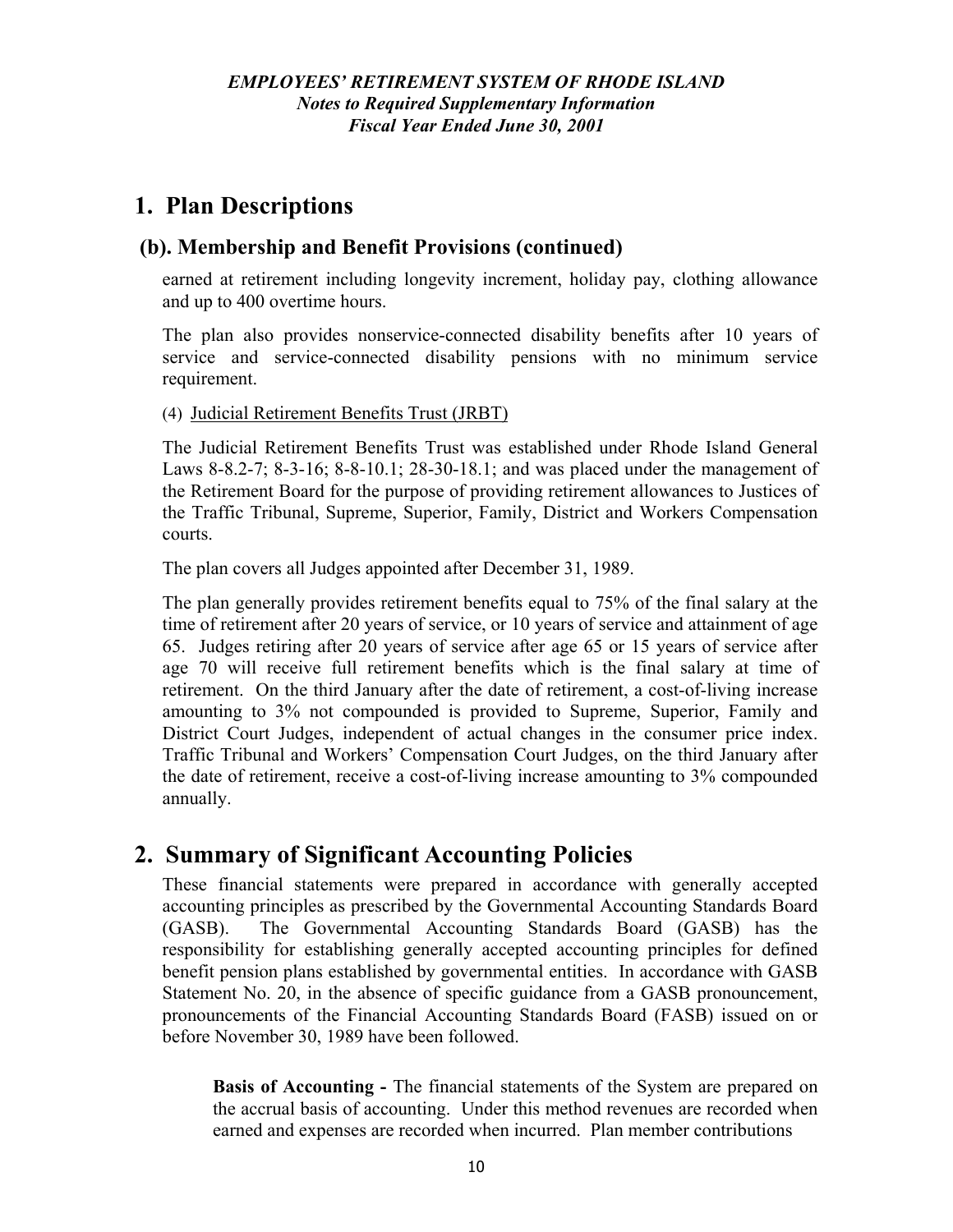## 1. Plan Descriptions

### (b). Membership and Benefit Provisions (continued)

earned at retirement including longevity increment, holiday pay, clothing allowance and up to 400 overtime hours.

The plan also provides nonservice-connected disability benefits after 10 years of service and service-connected disability pensions with no minimum service requirement.

(4) Judicial Retirement Benefits Trust (JRBT)

The Judicial Retirement Benefits Trust was established under Rhode Island General Laws 8-8.2-7; 8-3-16; 8-8-10.1; 28-30-18.1; and was placed under the management of the Retirement Board for the purpose of providing retirement allowances to Justices of the Traffic Tribunal, Supreme, Superior, Family, District and Workers Compensation courts.

The plan covers all Judges appointed after December 31, 1989.

The plan generally provides retirement benefits equal to 75% of the final salary at the time of retirement after 20 years of service, or 10 years of service and attainment of age 65. Judges retiring after 20 years of service after age 65 or 15 years of service after age 70 will receive full retirement benefits which is the final salary at time of retirement. On the third January after the date of retirement, a cost-of-living increase amounting to 3% not compounded is provided to Supreme, Superior, Family and District Court Judges, independent of actual changes in the consumer price index. Traffic Tribunal and Workers' Compensation Court Judges, on the third January after the date of retirement, receive a cost-of-living increase amounting to 3% compounded annually.

## 2. Summary of Significant Accounting Policies

These financial statements were prepared in accordance with generally accepted accounting principles as prescribed by the Governmental Accounting Standards Board (GASB). The Governmental Accounting Standards Board (GASB) has the responsibility for establishing generally accepted accounting principles for defined benefit pension plans established by governmental entities. In accordance with GASB Statement No. 20, in the absence of specific guidance from a GASB pronouncement, pronouncements of the Financial Accounting Standards Board (FASB) issued on or before November 30, 1989 have been followed.

**Basis of Accounting -** The financial statements of the System are prepared on the accrual basis of accounting. Under this method revenues are recorded when earned and expenses are recorded when incurred. Plan member contributions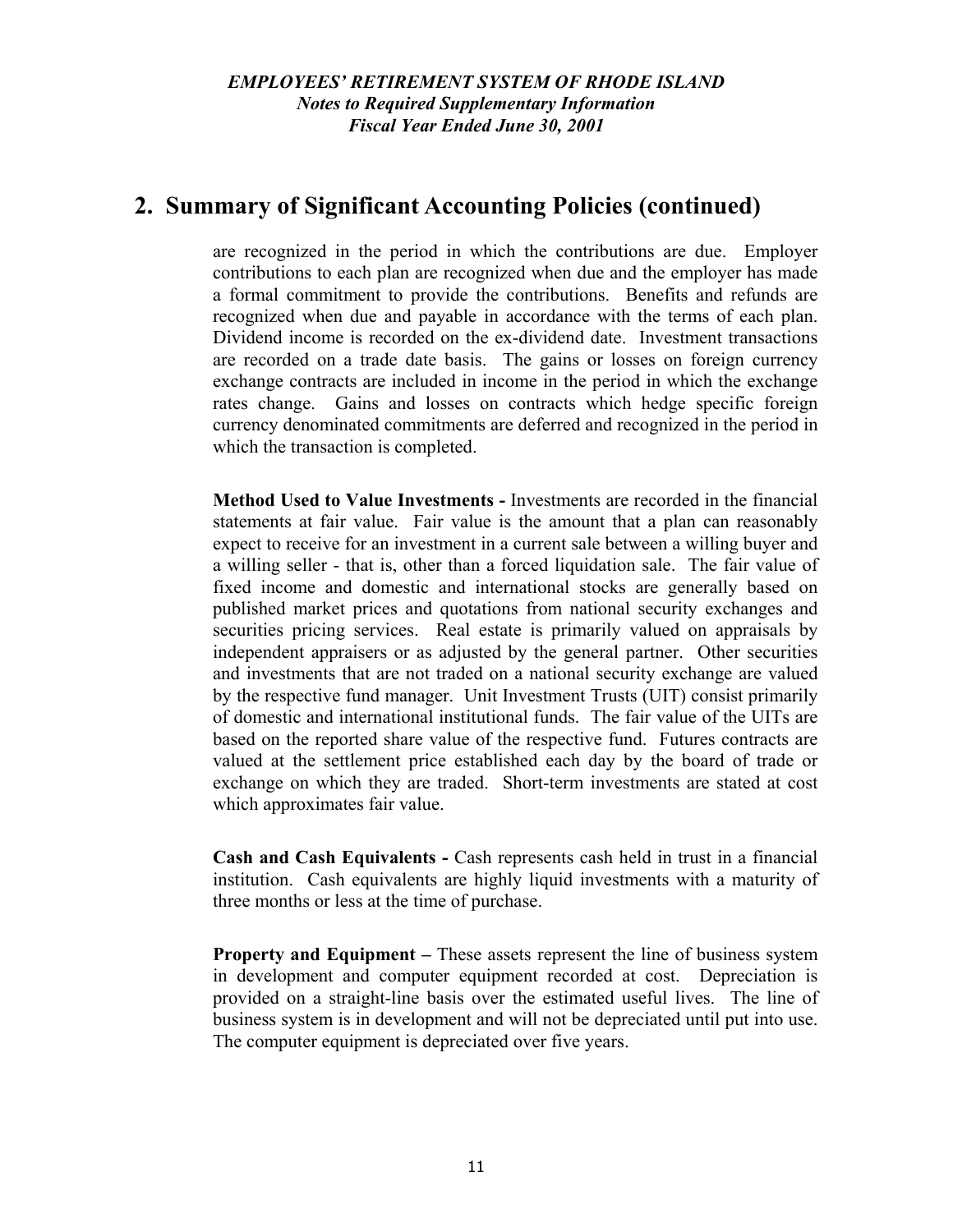## 2. Summary of Significant Accounting Policies (continued)

are recognized in the period in which the contributions are due. Employer contributions to each plan are recognized when due and the employer has made a formal commitment to provide the contributions. Benefits and refunds are recognized when due and payable in accordance with the terms of each plan. Dividend income is recorded on the ex-dividend date. Investment transactions are recorded on a trade date basis. The gains or losses on foreign currency exchange contracts are included in income in the period in which the exchange rates change. Gains and losses on contracts which hedge specific foreign currency denominated commitments are deferred and recognized in the period in which the transaction is completed.

**Method Used to Value Investments -** Investments are recorded in the financial statements at fair value. Fair value is the amount that a plan can reasonably expect to receive for an investment in a current sale between a willing buyer and a willing seller - that is, other than a forced liquidation sale. The fair value of fixed income and domestic and international stocks are generally based on published market prices and quotations from national security exchanges and securities pricing services. Real estate is primarily valued on appraisals by independent appraisers or as adjusted by the general partner. Other securities and investments that are not traded on a national security exchange are valued by the respective fund manager. Unit Investment Trusts (UIT) consist primarily of domestic and international institutional funds. The fair value of the UITs are based on the reported share value of the respective fund. Futures contracts are valued at the settlement price established each day by the board of trade or exchange on which they are traded. Short-term investments are stated at cost which approximates fair value.

**Cash and Cash Equivalents -** Cash represents cash held in trust in a financial institution. Cash equivalents are highly liquid investments with a maturity of three months or less at the time of purchase.

**Property and Equipment –** These assets represent the line of business system in development and computer equipment recorded at cost. Depreciation is provided on a straight-line basis over the estimated useful lives. The line of business system is in development and will not be depreciated until put into use. The computer equipment is depreciated over five years.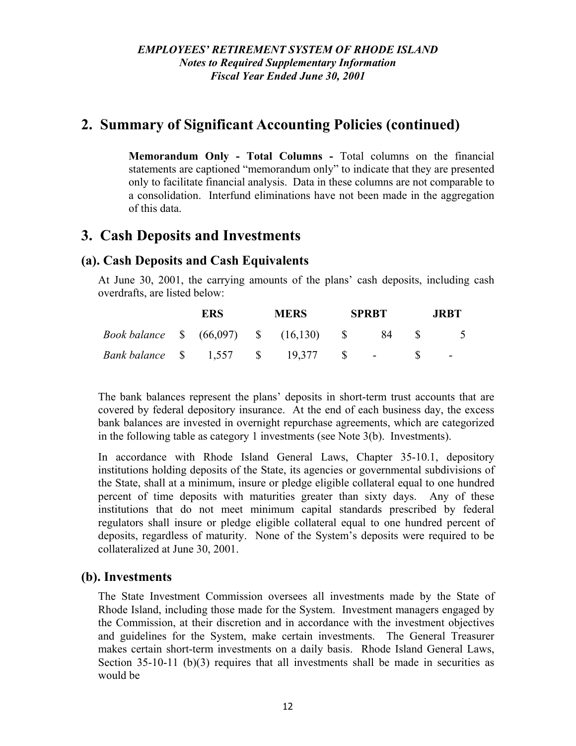## 2. Summary of Significant Accounting Policies (continued)

**Memorandum Only - Total Columns -** Total columns on the financial statements are captioned "memorandum only" to indicate that they are presented only to facilitate financial analysis. Data in these columns are not comparable to a consolidation. Interfund eliminations have not been made in the aggregation of this data.

## 3. Cash Deposits and Investments

### (a). Cash Deposits and Cash Equivalents

At June 30, 2001, the carrying amounts of the plans' cash deposits, including cash overdrafts, are listed below:

| | ERS | MERS | SPRBT | JRBT |
|---|---|---|---|---|
| *Book balance* | $ (66,097) | $ (16,130) | $ 84 | $ 5 |
| *Bank balance* | $ 1,557 | $ 19,377 | $ - | $ - |

The bank balances represent the plans' deposits in short-term trust accounts that are covered by federal depository insurance. At the end of each business day, the excess bank balances are invested in overnight repurchase agreements, which are categorized in the following table as category 1 investments (see Note 3(b). Investments).

In accordance with Rhode Island General Laws, Chapter 35-10.1, depository institutions holding deposits of the State, its agencies or governmental subdivisions of the State, shall at a minimum, insure or pledge eligible collateral equal to one hundred percent of time deposits with maturities greater than sixty days. Any of these institutions that do not meet minimum capital standards prescribed by federal regulators shall insure or pledge eligible collateral equal to one hundred percent of deposits, regardless of maturity. None of the System's deposits were required to be collateralized at June 30, 2001.

### (b). Investments

The State Investment Commission oversees all investments made by the State of Rhode Island, including those made for the System. Investment managers engaged by the Commission, at their discretion and in accordance with the investment objectives and guidelines for the System, make certain investments. The General Treasurer makes certain short-term investments on a daily basis. Rhode Island General Laws, Section 35-10-11 (b)(3) requires that all investments shall be made in securities as would be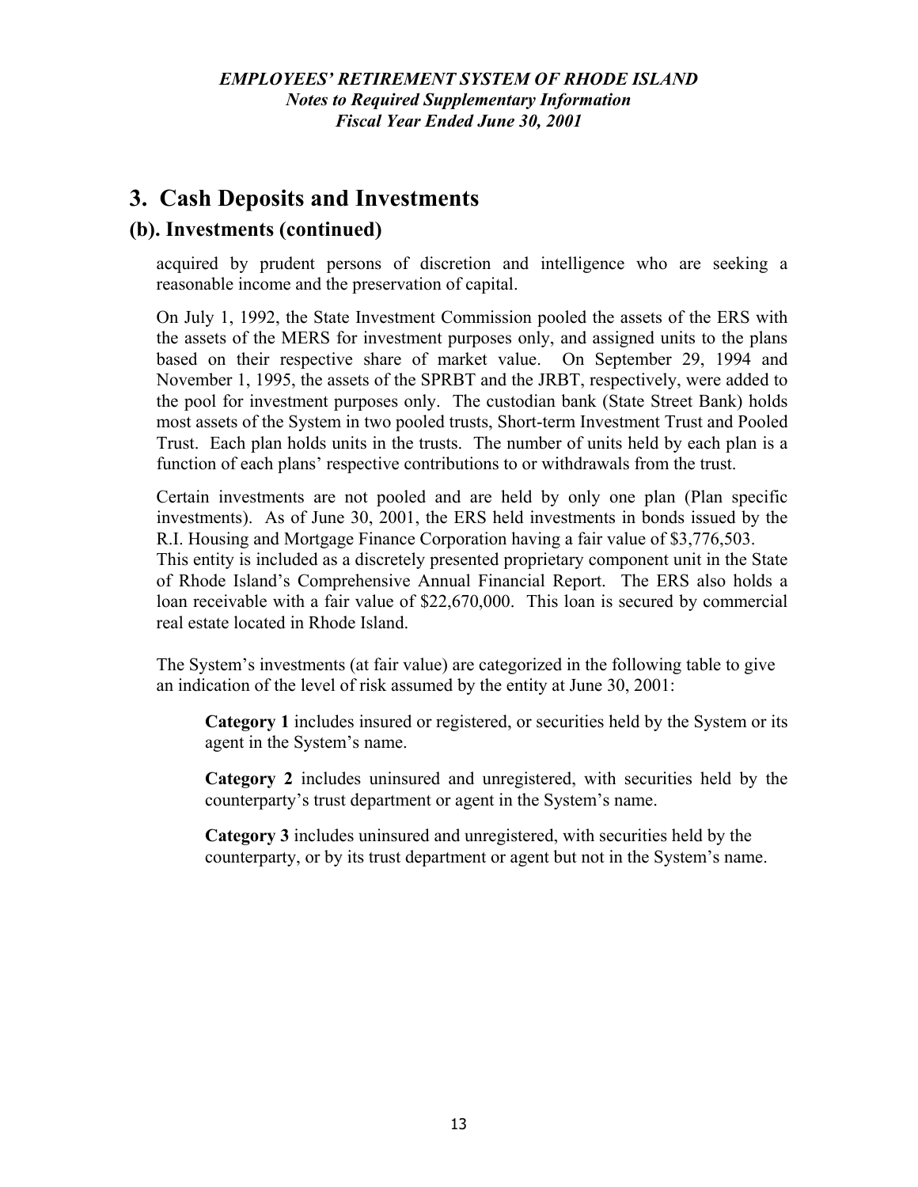## 3. Cash Deposits and Investments

### (b). Investments (continued)

acquired by prudent persons of discretion and intelligence who are seeking a reasonable income and the preservation of capital.

On July 1, 1992, the State Investment Commission pooled the assets of the ERS with the assets of the MERS for investment purposes only, and assigned units to the plans based on their respective share of market value. On September 29, 1994 and November 1, 1995, the assets of the SPRBT and the JRBT, respectively, were added to the pool for investment purposes only. The custodian bank (State Street Bank) holds most assets of the System in two pooled trusts, Short-term Investment Trust and Pooled Trust. Each plan holds units in the trusts. The number of units held by each plan is a function of each plans' respective contributions to or withdrawals from the trust.

Certain investments are not pooled and are held by only one plan (Plan specific investments). As of June 30, 2001, the ERS held investments in bonds issued by the R.I. Housing and Mortgage Finance Corporation having a fair value of $3,776,503. This entity is included as a discretely presented proprietary component unit in the State of Rhode Island's Comprehensive Annual Financial Report. The ERS also holds a loan receivable with a fair value of $22,670,000. This loan is secured by commercial real estate located in Rhode Island.

The System's investments (at fair value) are categorized in the following table to give an indication of the level of risk assumed by the entity at June 30, 2001:

> **Category 1** includes insured or registered, or securities held by the System or its agent in the System's name.
>
> **Category 2** includes uninsured and unregistered, with securities held by the counterparty's trust department or agent in the System's name.
>
> **Category 3** includes uninsured and unregistered, with securities held by the counterparty, or by its trust department or agent but not in the System's name.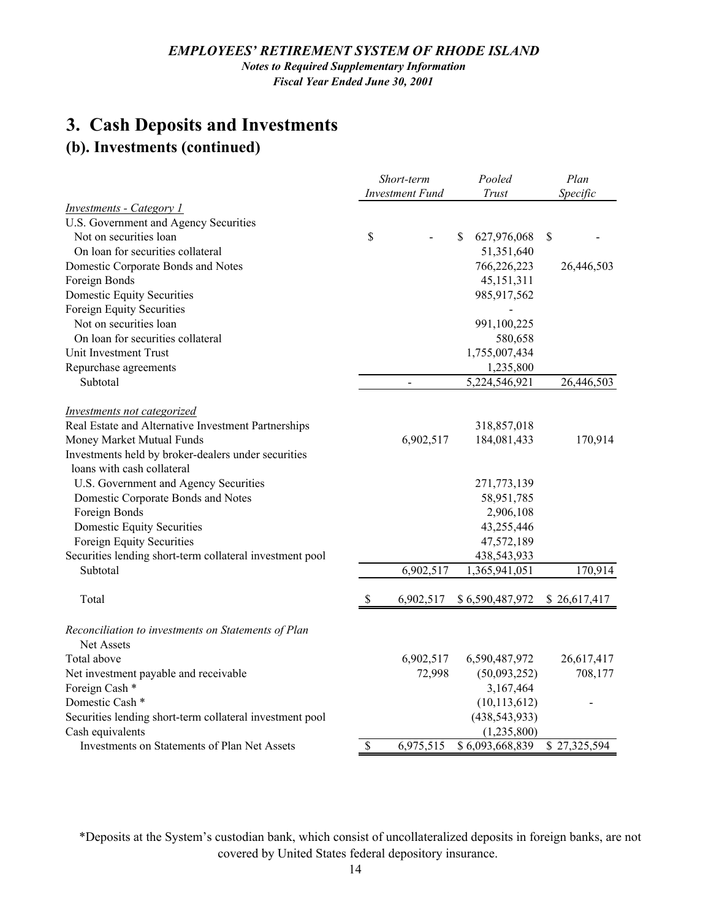# 3. Cash Deposits and Investments

## (b). Investments (continued)

| | *Short-term Investment Fund* | *Pooled Trust* | *Plan Specific* |
|---|---|---|---|
| *Investments - Category 1* | | | |
| U.S. Government and Agency Securities | | | |
| Not on securities loan | $ - | $ 627,976,068 | $ - |
| On loan for securities collateral | | 51,351,640 | |
| Domestic Corporate Bonds and Notes | | 766,226,223 | 26,446,503 |
| Foreign Bonds | | 45,151,311 | |
| Domestic Equity Securities | | 985,917,562 | |
| Foreign Equity Securities | | - | |
| Not on securities loan | | 991,100,225 | |
| On loan for securities collateral | | 580,658 | |
| Unit Investment Trust | | 1,755,007,434 | |
| Repurchase agreements | | 1,235,800 | |
| Subtotal | - | 5,224,546,921 | 26,446,503 |
| *Investments not categorized* | | | |
| Real Estate and Alternative Investment Partnerships | | 318,857,018 | |
| Money Market Mutual Funds | 6,902,517 | 184,081,433 | 170,914 |
| Investments held by broker-dealers under securities loans with cash collateral | | | |
| U.S. Government and Agency Securities | | 271,773,139 | |
| Domestic Corporate Bonds and Notes | | 58,951,785 | |
| Foreign Bonds | | 2,906,108 | |
| Domestic Equity Securities | | 43,255,446 | |
| Foreign Equity Securities | | 47,572,189 | |
| Securities lending short-term collateral investment pool | | 438,543,933 | |
| Subtotal | 6,902,517 | 1,365,941,051 | 170,914 |
| Total | $ 6,902,517 | $ 6,590,487,972 | $ 26,617,417 |
| *Reconciliation to investments on Statements of Plan Net Assets* | | | |
| Total above | 6,902,517 | 6,590,487,972 | 26,617,417 |
| Net investment payable and receivable | 72,998 | (50,093,252) | 708,177 |
| Foreign Cash * | | 3,167,464 | |
| Domestic Cash * | | (10,113,612) | - |
| Securities lending short-term collateral investment pool | | (438,543,933) | |
| Cash equivalents | | (1,235,800) | |
| Investments on Statements of Plan Net Assets | $ 6,975,515 | $ 6,093,668,839 | $ 27,325,594 |

*Deposits at the System's custodian bank, which consist of uncollateralized deposits in foreign banks, are not covered by United States federal depository insurance.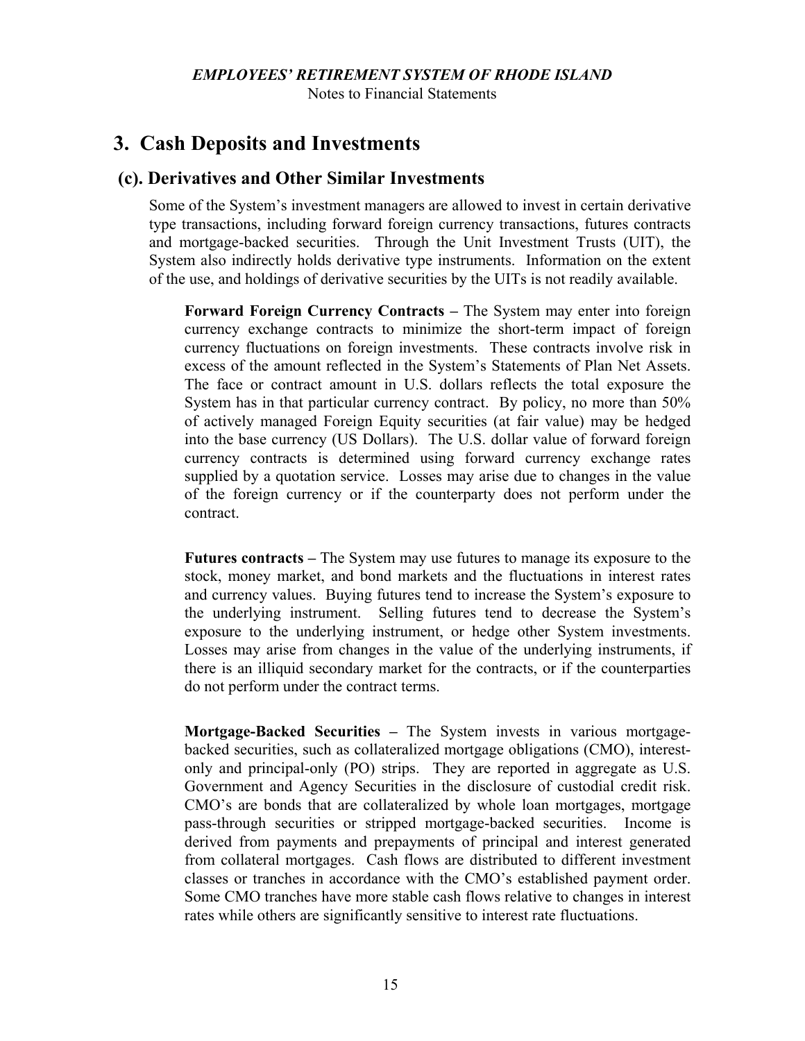# 3. Cash Deposits and Investments

## (c). Derivatives and Other Similar Investments

Some of the System's investment managers are allowed to invest in certain derivative type transactions, including forward foreign currency transactions, futures contracts and mortgage-backed securities. Through the Unit Investment Trusts (UIT), the System also indirectly holds derivative type instruments. Information on the extent of the use, and holdings of derivative securities by the UITs is not readily available.

**Forward Foreign Currency Contracts –** The System may enter into foreign currency exchange contracts to minimize the short-term impact of foreign currency fluctuations on foreign investments. These contracts involve risk in excess of the amount reflected in the System's Statements of Plan Net Assets. The face or contract amount in U.S. dollars reflects the total exposure the System has in that particular currency contract. By policy, no more than 50% of actively managed Foreign Equity securities (at fair value) may be hedged into the base currency (US Dollars). The U.S. dollar value of forward foreign currency contracts is determined using forward currency exchange rates supplied by a quotation service. Losses may arise due to changes in the value of the foreign currency or if the counterparty does not perform under the contract.

**Futures contracts –** The System may use futures to manage its exposure to the stock, money market, and bond markets and the fluctuations in interest rates and currency values. Buying futures tend to increase the System's exposure to the underlying instrument. Selling futures tend to decrease the System's exposure to the underlying instrument, or hedge other System investments. Losses may arise from changes in the value of the underlying instruments, if there is an illiquid secondary market for the contracts, or if the counterparties do not perform under the contract terms.

**Mortgage-Backed Securities –** The System invests in various mortgage-backed securities, such as collateralized mortgage obligations (CMO), interest-only and principal-only (PO) strips. They are reported in aggregate as U.S. Government and Agency Securities in the disclosure of custodial credit risk. CMO's are bonds that are collateralized by whole loan mortgages, mortgage pass-through securities or stripped mortgage-backed securities. Income is derived from payments and prepayments of principal and interest generated from collateral mortgages. Cash flows are distributed to different investment classes or tranches in accordance with the CMO's established payment order. Some CMO tranches have more stable cash flows relative to changes in interest rates while others are significantly sensitive to interest rate fluctuations.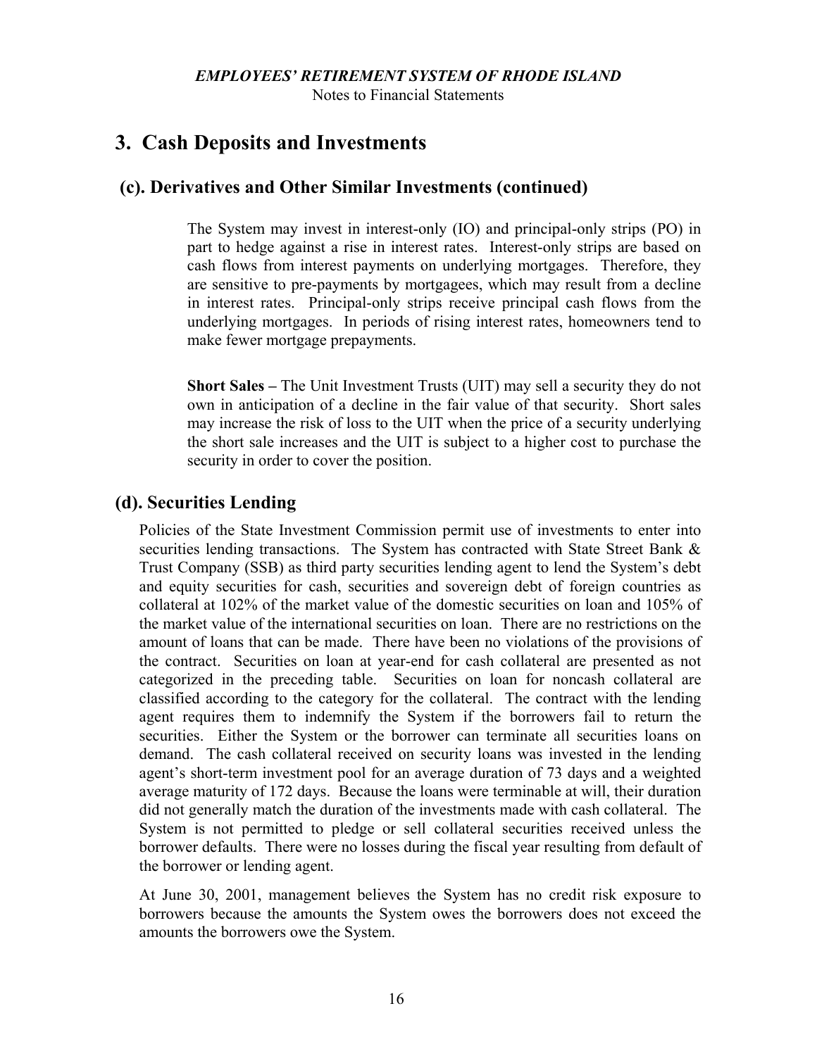## 3. Cash Deposits and Investments

### (c). Derivatives and Other Similar Investments (continued)

The System may invest in interest-only (IO) and principal-only strips (PO) in part to hedge against a rise in interest rates. Interest-only strips are based on cash flows from interest payments on underlying mortgages. Therefore, they are sensitive to pre-payments by mortgagees, which may result from a decline in interest rates. Principal-only strips receive principal cash flows from the underlying mortgages. In periods of rising interest rates, homeowners tend to make fewer mortgage prepayments.

**Short Sales –** The Unit Investment Trusts (UIT) may sell a security they do not own in anticipation of a decline in the fair value of that security. Short sales may increase the risk of loss to the UIT when the price of a security underlying the short sale increases and the UIT is subject to a higher cost to purchase the security in order to cover the position.

### (d). Securities Lending

Policies of the State Investment Commission permit use of investments to enter into securities lending transactions. The System has contracted with State Street Bank & Trust Company (SSB) as third party securities lending agent to lend the System's debt and equity securities for cash, securities and sovereign debt of foreign countries as collateral at 102% of the market value of the domestic securities on loan and 105% of the market value of the international securities on loan. There are no restrictions on the amount of loans that can be made. There have been no violations of the provisions of the contract. Securities on loan at year-end for cash collateral are presented as not categorized in the preceding table. Securities on loan for noncash collateral are classified according to the category for the collateral. The contract with the lending agent requires them to indemnify the System if the borrowers fail to return the securities. Either the System or the borrower can terminate all securities loans on demand. The cash collateral received on security loans was invested in the lending agent's short-term investment pool for an average duration of 73 days and a weighted average maturity of 172 days. Because the loans were terminable at will, their duration did not generally match the duration of the investments made with cash collateral. The System is not permitted to pledge or sell collateral securities received unless the borrower defaults. There were no losses during the fiscal year resulting from default of the borrower or lending agent.

At June 30, 2001, management believes the System has no credit risk exposure to borrowers because the amounts the System owes the borrowers does not exceed the amounts the borrowers owe the System.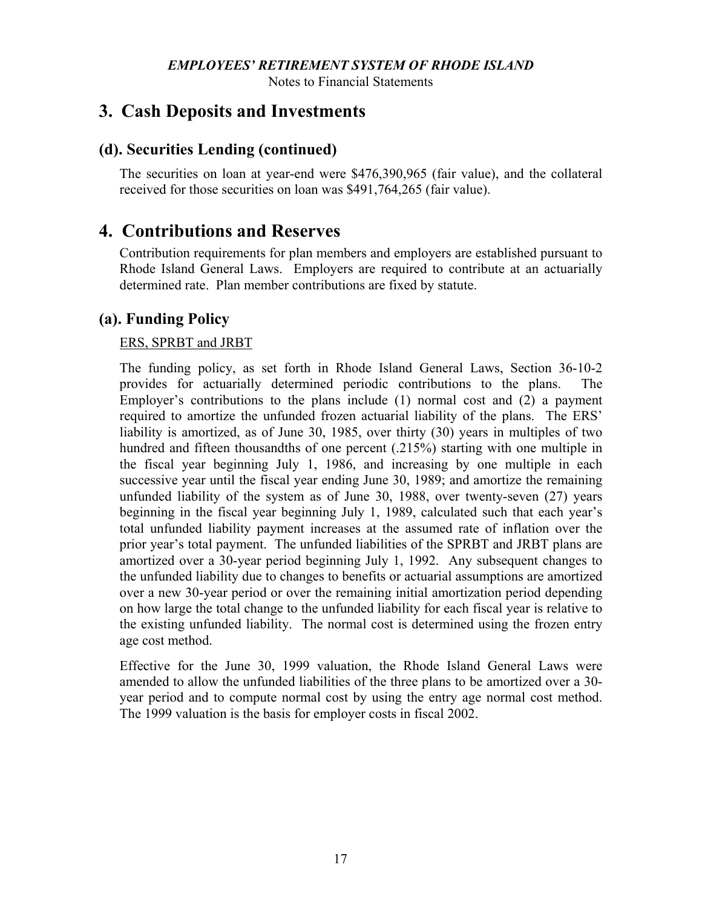# 3. Cash Deposits and Investments

## (d). Securities Lending (continued)

The securities on loan at year-end were $476,390,965 (fair value), and the collateral received for those securities on loan was $491,764,265 (fair value).

# 4. Contributions and Reserves

Contribution requirements for plan members and employers are established pursuant to Rhode Island General Laws. Employers are required to contribute at an actuarially determined rate. Plan member contributions are fixed by statute.

## (a). Funding Policy

<u>ERS, SPRBT and JRBT</u>

The funding policy, as set forth in Rhode Island General Laws, Section 36-10-2 provides for actuarially determined periodic contributions to the plans. The Employer's contributions to the plans include (1) normal cost and (2) a payment required to amortize the unfunded frozen actuarial liability of the plans. The ERS' liability is amortized, as of June 30, 1985, over thirty (30) years in multiples of two hundred and fifteen thousandths of one percent (.215%) starting with one multiple in the fiscal year beginning July 1, 1986, and increasing by one multiple in each successive year until the fiscal year ending June 30, 1989; and amortize the remaining unfunded liability of the system as of June 30, 1988, over twenty-seven (27) years beginning in the fiscal year beginning July 1, 1989, calculated such that each year's total unfunded liability payment increases at the assumed rate of inflation over the prior year's total payment. The unfunded liabilities of the SPRBT and JRBT plans are amortized over a 30-year period beginning July 1, 1992. Any subsequent changes to the unfunded liability due to changes to benefits or actuarial assumptions are amortized over a new 30-year period or over the remaining initial amortization period depending on how large the total change to the unfunded liability for each fiscal year is relative to the existing unfunded liability. The normal cost is determined using the frozen entry age cost method.

Effective for the June 30, 1999 valuation, the Rhode Island General Laws were amended to allow the unfunded liabilities of the three plans to be amortized over a 30-year period and to compute normal cost by using the entry age normal cost method. The 1999 valuation is the basis for employer costs in fiscal 2002.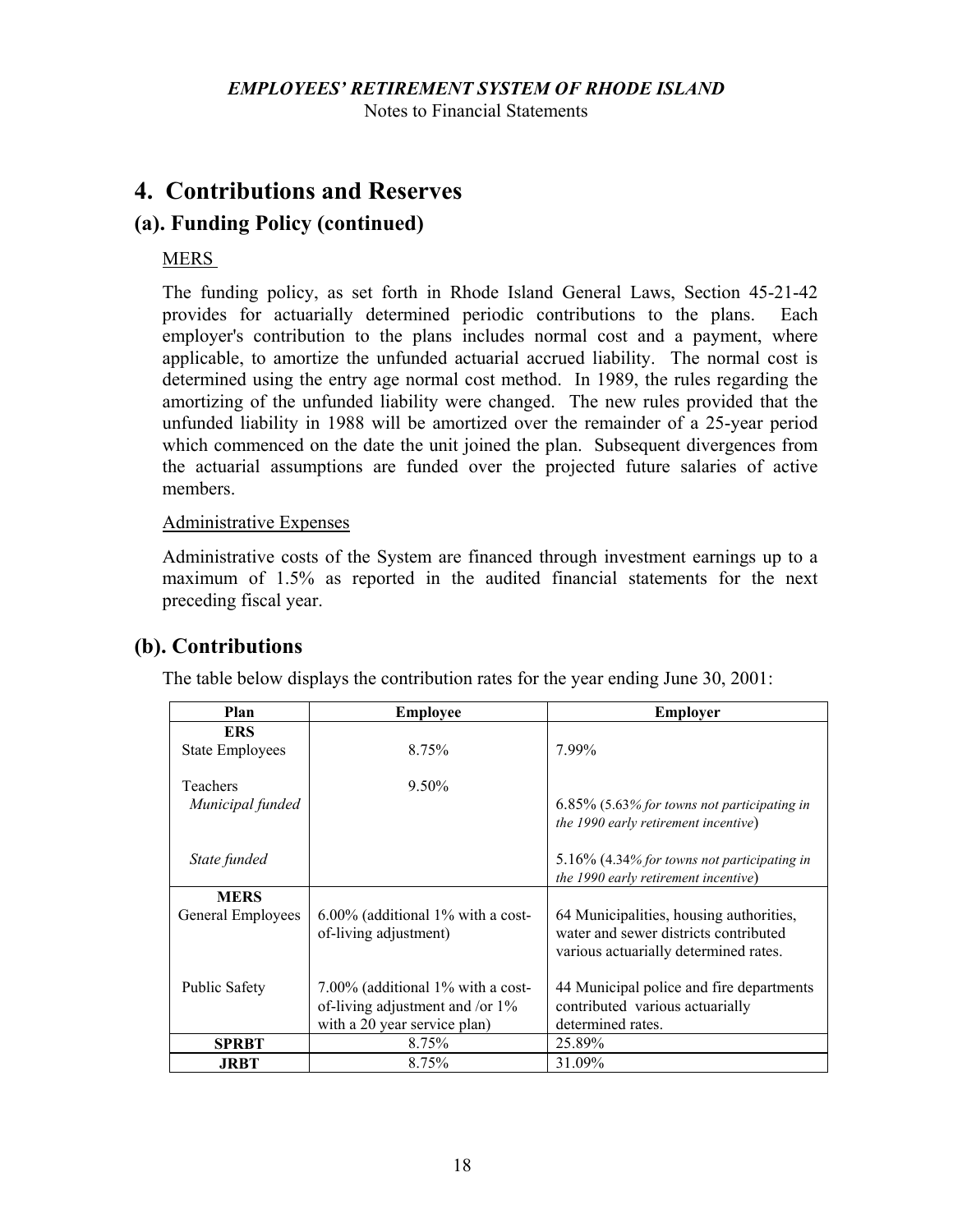# 4. Contributions and Reserves

## (a). Funding Policy (continued)

MERS

The funding policy, as set forth in Rhode Island General Laws, Section 45-21-42 provides for actuarially determined periodic contributions to the plans. Each employer's contribution to the plans includes normal cost and a payment, where applicable, to amortize the unfunded actuarial accrued liability. The normal cost is determined using the entry age normal cost method. In 1989, the rules regarding the amortizing of the unfunded liability were changed. The new rules provided that the unfunded liability in 1988 will be amortized over the remainder of a 25-year period which commenced on the date the unit joined the plan. Subsequent divergences from the actuarial assumptions are funded over the projected future salaries of active members.

Administrative Expenses

Administrative costs of the System are financed through investment earnings up to a maximum of 1.5% as reported in the audited financial statements for the next preceding fiscal year.

## (b). Contributions

The table below displays the contribution rates for the year ending June 30, 2001:

| Plan | Employee | Employer |
|---|---|---|
| **ERS** | | |
| State Employees | 8.75% | 7.99% |
| Teachers | 9.50% | |
| *Municipal funded* | | 6.85% (*5.63% for towns not participating in the 1990 early retirement incentive*) |
| *State funded* | | 5.16% (*4.34% for towns not participating in the 1990 early retirement incentive*) |
| **MERS** | | |
| General Employees | 6.00% (additional 1% with a cost-of-living adjustment) | 64 Municipalities, housing authorities, water and sewer districts contributed various actuarially determined rates. |
| Public Safety | 7.00% (additional 1% with a cost-of-living adjustment and /or 1% with a 20 year service plan) | 44 Municipal police and fire departments contributed various actuarially determined rates. |
| **SPRBT** | 8.75% | 25.89% |
| **JRBT** | 8.75% | 31.09% |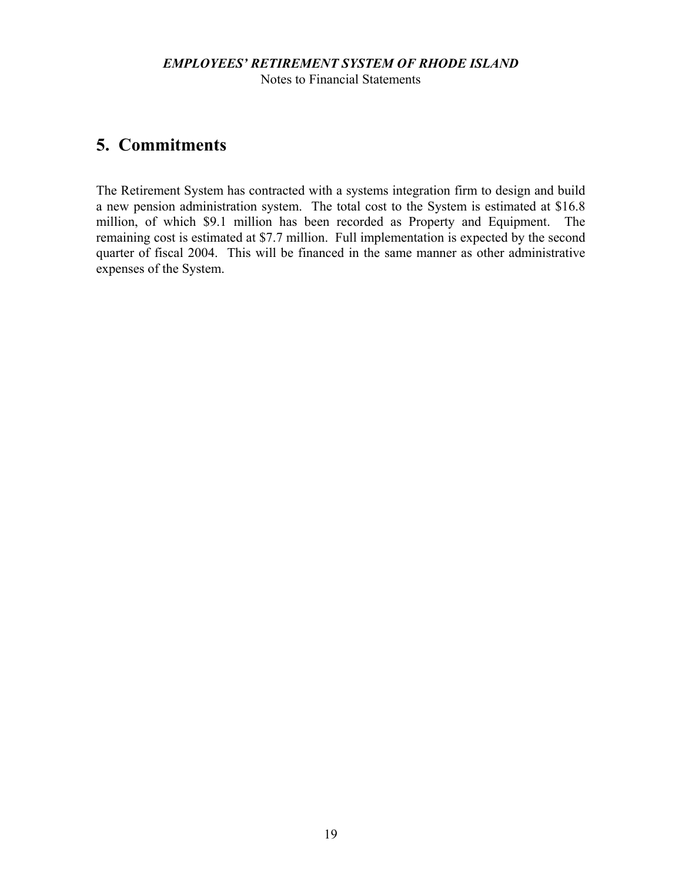## 5. Commitments

The Retirement System has contracted with a systems integration firm to design and build a new pension administration system. The total cost to the System is estimated at $16.8 million, of which $9.1 million has been recorded as Property and Equipment. The remaining cost is estimated at $7.7 million. Full implementation is expected by the second quarter of fiscal 2004. This will be financed in the same manner as other administrative expenses of the System.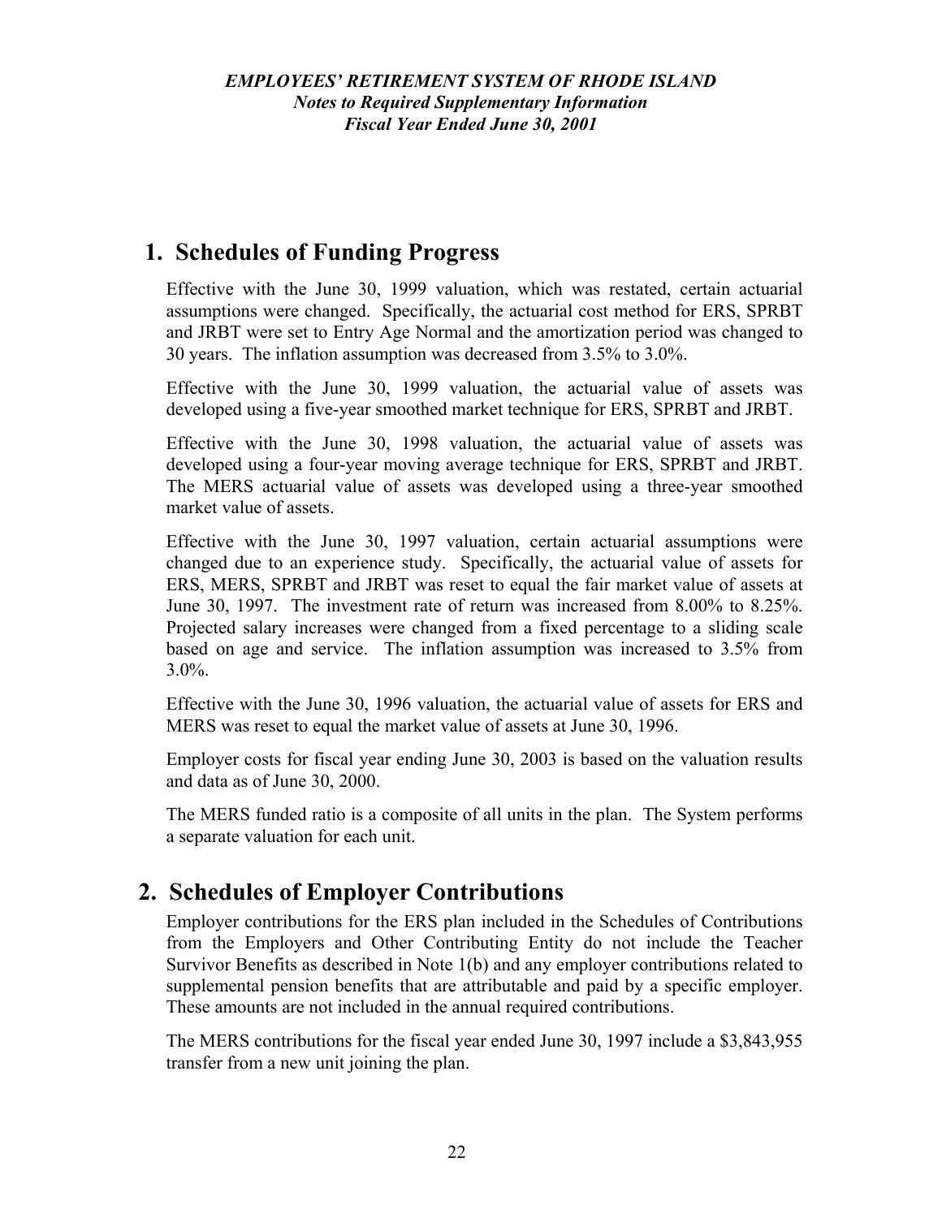*EMPLOYEES' RETIREMENT SYSTEM OF RHODE ISLAND*
*Notes to Required Supplementary Information*
*Fiscal Year Ended June 30, 2001*

## 1. Schedules of Funding Progress

Effective with the June 30, 1999 valuation, which was restated, certain actuarial assumptions were changed. Specifically, the actuarial cost method for ERS, SPRBT and JRBT were set to Entry Age Normal and the amortization period was changed to 30 years. The inflation assumption was decreased from 3.5% to 3.0%.

Effective with the June 30, 1999 valuation, the actuarial value of assets was developed using a five-year smoothed market technique for ERS, SPRBT and JRBT.

Effective with the June 30, 1998 valuation, the actuarial value of assets was developed using a four-year moving average technique for ERS, SPRBT and JRBT. The MERS actuarial value of assets was developed using a three-year smoothed market value of assets.

Effective with the June 30, 1997 valuation, certain actuarial assumptions were changed due to an experience study. Specifically, the actuarial value of assets for ERS, MERS, SPRBT and JRBT was reset to equal the fair market value of assets at June 30, 1997. The investment rate of return was increased from 8.00% to 8.25%. Projected salary increases were changed from a fixed percentage to a sliding scale based on age and service. The inflation assumption was increased to 3.5% from 3.0%.

Effective with the June 30, 1996 valuation, the actuarial value of assets for ERS and MERS was reset to equal the market value of assets at June 30, 1996.

Employer costs for fiscal year ending June 30, 2003 is based on the valuation results and data as of June 30, 2000.

The MERS funded ratio is a composite of all units in the plan. The System performs a separate valuation for each unit.

## 2. Schedules of Employer Contributions

Employer contributions for the ERS plan included in the Schedules of Contributions from the Employers and Other Contributing Entity do not include the Teacher Survivor Benefits as described in Note 1(b) and any employer contributions related to supplemental pension benefits that are attributable and paid by a specific employer. These amounts are not included in the annual required contributions.

The MERS contributions for the fiscal year ended June 30, 1997 include a $3,843,955 transfer from a new unit joining the plan.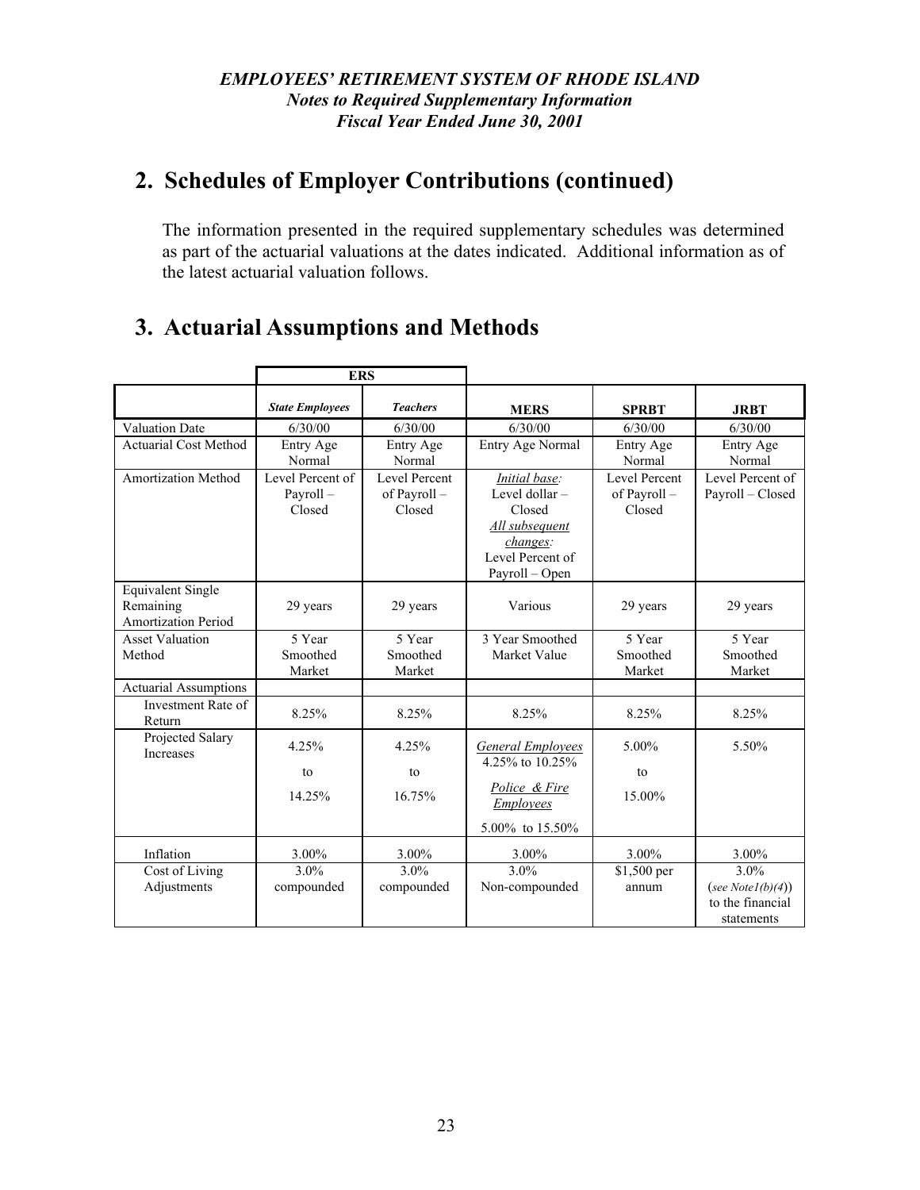*EMPLOYEES' RETIREMENT SYSTEM OF RHODE ISLAND*
*Notes to Required Supplementary Information*
*Fiscal Year Ended June 30, 2001*

## 2. Schedules of Employer Contributions (continued)

The information presented in the required supplementary schedules was determined as part of the actuarial valuations at the dates indicated. Additional information as of the latest actuarial valuation follows.

## 3. Actuarial Assumptions and Methods

| | ERS | | | | |
|---|---|---|---|---|---|
| | ***State Employees*** | ***Teachers*** | **MERS** | **SPRBT** | **JRBT** |
| Valuation Date | 6/30/00 | 6/30/00 | 6/30/00 | 6/30/00 | 6/30/00 |
| Actuarial Cost Method | Entry Age Normal | Entry Age Normal | Entry Age Normal | Entry Age Normal | Entry Age Normal |
| Amortization Method | Level Percent of Payroll – Closed | Level Percent of Payroll – Closed | *Initial base:* Level dollar – Closed *All subsequent changes:* Level Percent of Payroll – Open | Level Percent of Payroll – Closed | Level Percent of Payroll – Closed |
| Equivalent Single Remaining Amortization Period | 29 years | 29 years | Various | 29 years | 29 years |
| Asset Valuation Method | 5 Year Smoothed Market | 5 Year Smoothed Market | 3 Year Smoothed Market Value | 5 Year Smoothed Market | 5 Year Smoothed Market |
| Actuarial Assumptions | | | | | |
| Investment Rate of Return | 8.25% | 8.25% | 8.25% | 8.25% | 8.25% |
| Projected Salary Increases | 4.25% to 14.25% | 4.25% to 16.75% | *General Employees* 4.25% to 10.25% *Police & Fire Employees* 5.00% to 15.50% | 5.00% to 15.00% | 5.50% |
| Inflation | 3.00% | 3.00% | 3.00% | 3.00% | 3.00% |
| Cost of Living Adjustments | 3.0% compounded | 3.0% compounded | 3.0% Non-compounded | $1,500 per annum | 3.0% (*see Note1(b)(4)*) to the financial statements |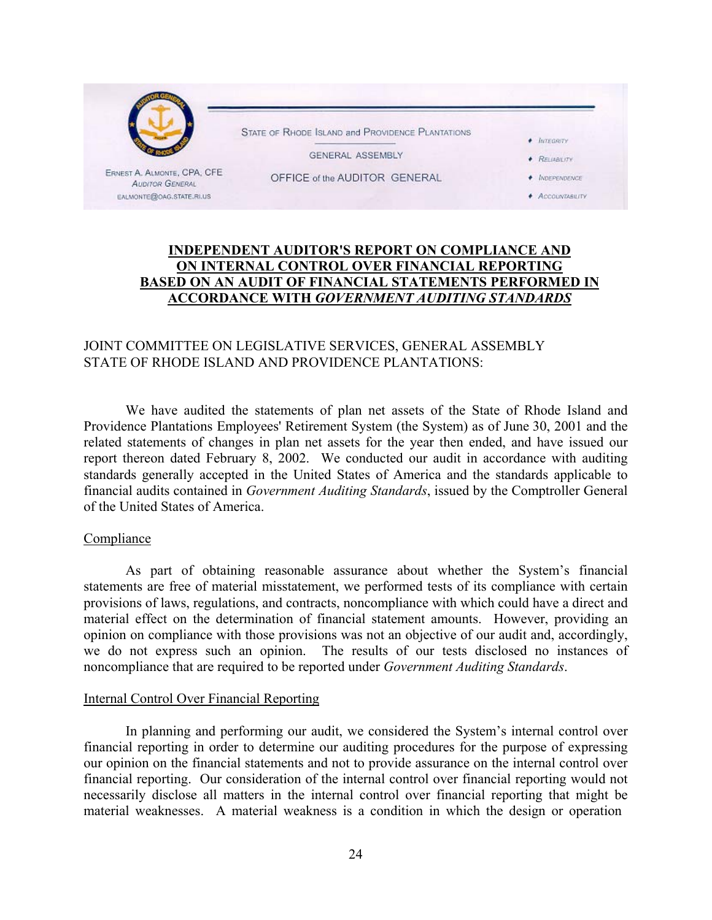STATE OF RHODE ISLAND and PROVIDENCE PLANTATIONS

GENERAL ASSEMBLY

OFFICE of the AUDITOR GENERAL

ERNEST A. ALMONTE, CPA, CFE
AUDITOR GENERAL
EALMONTE@OAG.STATE.RI.US

- INTEGRITY
- RELIABILITY
- INDEPENDENCE
- ACCOUNTABILITY

## INDEPENDENT AUDITOR'S REPORT ON COMPLIANCE AND ON INTERNAL CONTROL OVER FINANCIAL REPORTING BASED ON AN AUDIT OF FINANCIAL STATEMENTS PERFORMED IN ACCORDANCE WITH *GOVERNMENT AUDITING STANDARDS*

JOINT COMMITTEE ON LEGISLATIVE SERVICES, GENERAL ASSEMBLY
STATE OF RHODE ISLAND AND PROVIDENCE PLANTATIONS:

We have audited the statements of plan net assets of the State of Rhode Island and Providence Plantations Employees' Retirement System (the System) as of June 30, 2001 and the related statements of changes in plan net assets for the year then ended, and have issued our report thereon dated February 8, 2002. We conducted our audit in accordance with auditing standards generally accepted in the United States of America and the standards applicable to financial audits contained in *Government Auditing Standards*, issued by the Comptroller General of the United States of America.

### Compliance

As part of obtaining reasonable assurance about whether the System's financial statements are free of material misstatement, we performed tests of its compliance with certain provisions of laws, regulations, and contracts, noncompliance with which could have a direct and material effect on the determination of financial statement amounts. However, providing an opinion on compliance with those provisions was not an objective of our audit and, accordingly, we do not express such an opinion. The results of our tests disclosed no instances of noncompliance that are required to be reported under *Government Auditing Standards*.

### Internal Control Over Financial Reporting

In planning and performing our audit, we considered the System's internal control over financial reporting in order to determine our auditing procedures for the purpose of expressing our opinion on the financial statements and not to provide assurance on the internal control over financial reporting. Our consideration of the internal control over financial reporting would not necessarily disclose all matters in the internal control over financial reporting that might be material weaknesses. A material weakness is a condition in which the design or operation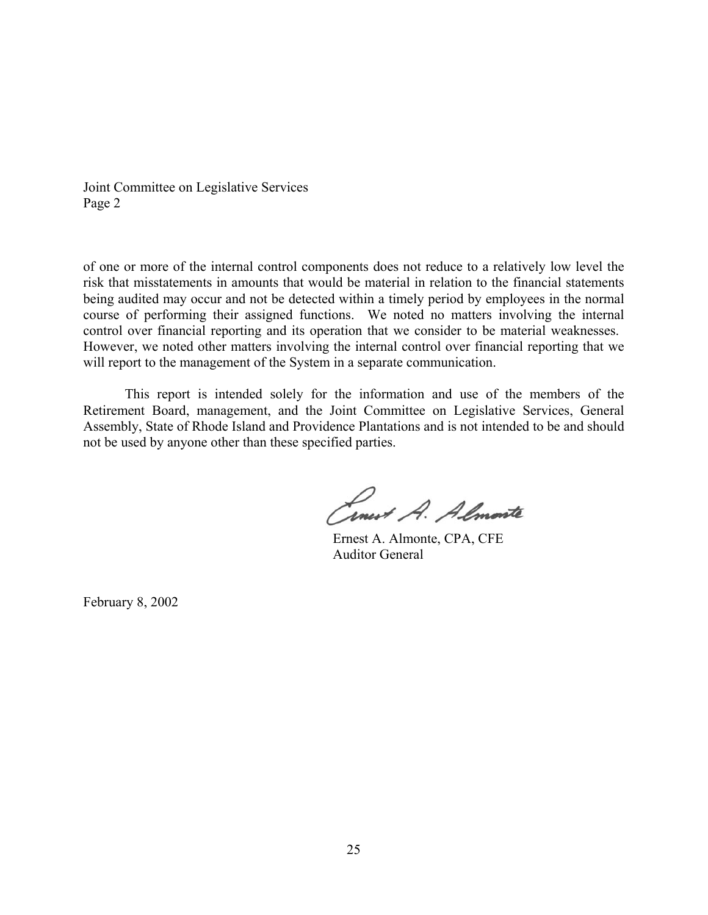Joint Committee on Legislative Services
Page 2

of one or more of the internal control components does not reduce to a relatively low level the risk that misstatements in amounts that would be material in relation to the financial statements being audited may occur and not be detected within a timely period by employees in the normal course of performing their assigned functions. We noted no matters involving the internal control over financial reporting and its operation that we consider to be material weaknesses. However, we noted other matters involving the internal control over financial reporting that we will report to the management of the System in a separate communication.

This report is intended solely for the information and use of the members of the Retirement Board, management, and the Joint Committee on Legislative Services, General Assembly, State of Rhode Island and Providence Plantations and is not intended to be and should not be used by anyone other than these specified parties.

Ernest A. Almonte, CPA, CFE
Auditor General

February 8, 2002